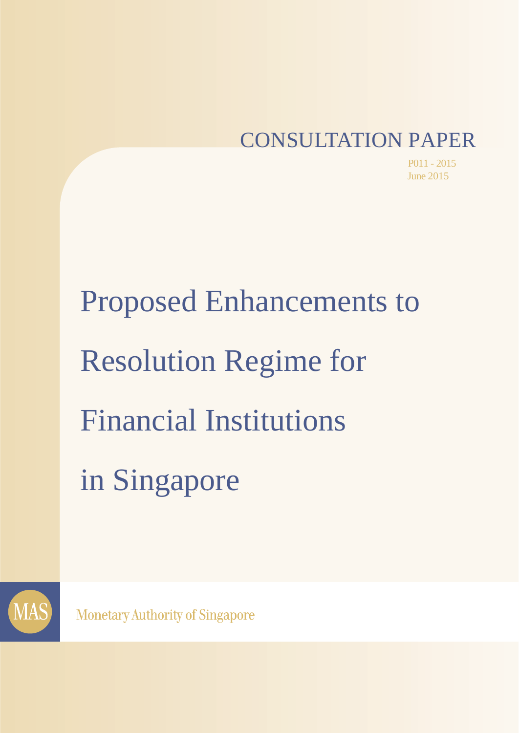CONSULTATION PAPER

P011 - 2015
June 2015

# Proposed Enhancements to Resolution Regime for Financial Institutions in Singapore

Monetary Authority of Singapore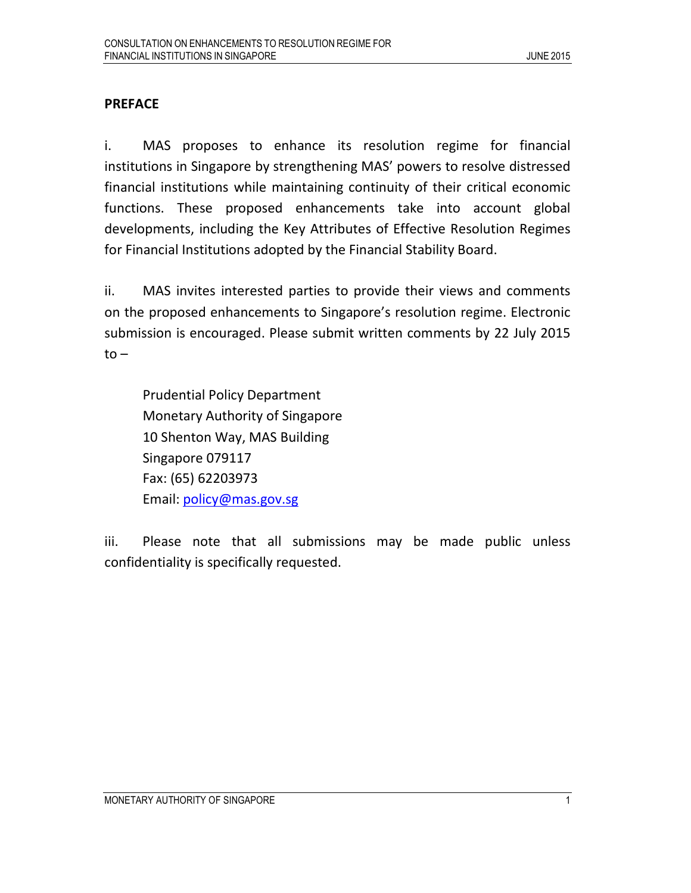## PREFACE

i. MAS proposes to enhance its resolution regime for financial institutions in Singapore by strengthening MAS' powers to resolve distressed financial institutions while maintaining continuity of their critical economic functions. These proposed enhancements take into account global developments, including the Key Attributes of Effective Resolution Regimes for Financial Institutions adopted by the Financial Stability Board.

ii. MAS invites interested parties to provide their views and comments on the proposed enhancements to Singapore's resolution regime. Electronic submission is encouraged. Please submit written comments by 22 July 2015 to –

> Prudential Policy Department
> Monetary Authority of Singapore
> 10 Shenton Way, MAS Building
> Singapore 079117
> Fax: (65) 62203973
> Email: policy@mas.gov.sg

iii. Please note that all submissions may be made public unless confidentiality is specifically requested.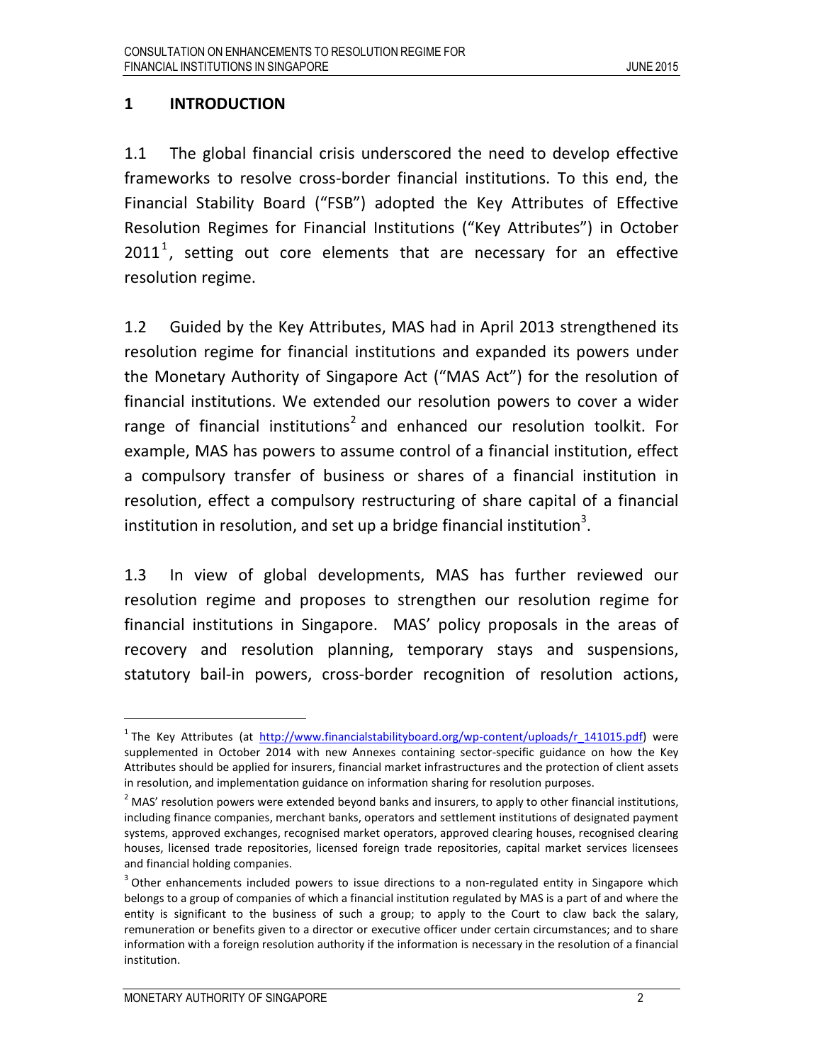## 1 INTRODUCTION

1.1 The global financial crisis underscored the need to develop effective frameworks to resolve cross-border financial institutions. To this end, the Financial Stability Board ("FSB") adopted the Key Attributes of Effective Resolution Regimes for Financial Institutions ("Key Attributes") in October 2011[1], setting out core elements that are necessary for an effective resolution regime.

1.2 Guided by the Key Attributes, MAS had in April 2013 strengthened its resolution regime for financial institutions and expanded its powers under the Monetary Authority of Singapore Act ("MAS Act") for the resolution of financial institutions. We extended our resolution powers to cover a wider range of financial institutions[2] and enhanced our resolution toolkit. For example, MAS has powers to assume control of a financial institution, effect a compulsory transfer of business or shares of a financial institution in resolution, effect a compulsory restructuring of share capital of a financial institution in resolution, and set up a bridge financial institution[3].

1.3 In view of global developments, MAS has further reviewed our resolution regime and proposes to strengthen our resolution regime for financial institutions in Singapore. MAS' policy proposals in the areas of recovery and resolution planning, temporary stays and suspensions, statutory bail-in powers, cross-border recognition of resolution actions,

---

[1] The Key Attributes (at http://www.financialstabilityboard.org/wp-content/uploads/r_141015.pdf) were supplemented in October 2014 with new Annexes containing sector-specific guidance on how the Key Attributes should be applied for insurers, financial market infrastructures and the protection of client assets in resolution, and implementation guidance on information sharing for resolution purposes.

[2] MAS' resolution powers were extended beyond banks and insurers, to apply to other financial institutions, including finance companies, merchant banks, operators and settlement institutions of designated payment systems, approved exchanges, recognised market operators, approved clearing houses, recognised clearing houses, licensed trade repositories, licensed foreign trade repositories, capital market services licensees and financial holding companies.

[3] Other enhancements included powers to issue directions to a non-regulated entity in Singapore which belongs to a group of companies of which a financial institution regulated by MAS is a part of and where the entity is significant to the business of such a group; to apply to the Court to claw back the salary, remuneration or benefits given to a director or executive officer under certain circumstances; and to share information with a foreign resolution authority if the information is necessary in the resolution of a financial institution.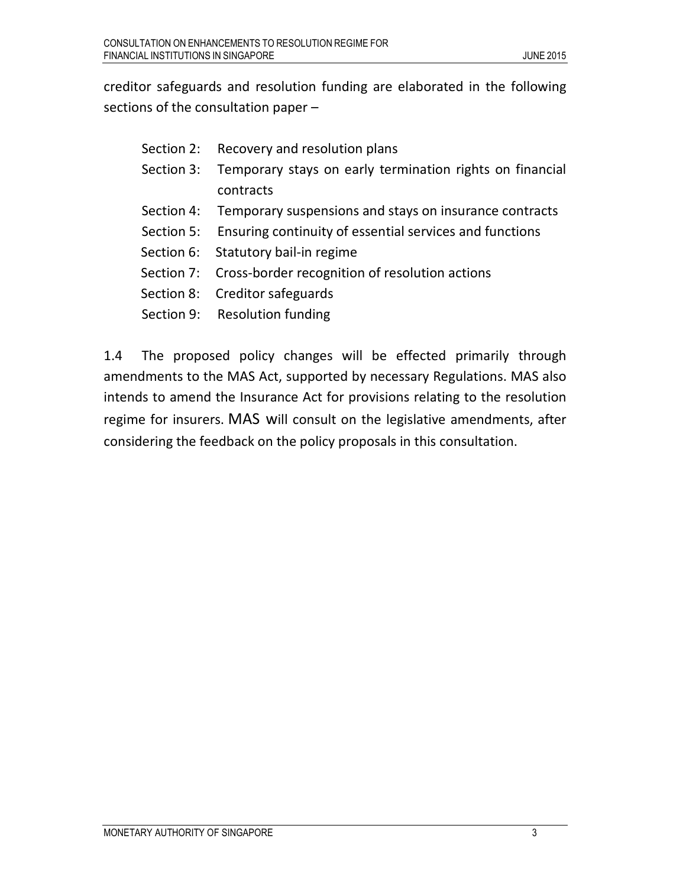creditor safeguards and resolution funding are elaborated in the following sections of the consultation paper –

Section 2: Recovery and resolution plans

Section 3: Temporary stays on early termination rights on financial contracts

Section 4: Temporary suspensions and stays on insurance contracts

Section 5: Ensuring continuity of essential services and functions

Section 6: Statutory bail-in regime

Section 7: Cross-border recognition of resolution actions

Section 8: Creditor safeguards

Section 9: Resolution funding

1.4 The proposed policy changes will be effected primarily through amendments to the MAS Act, supported by necessary Regulations. MAS also intends to amend the Insurance Act for provisions relating to the resolution regime for insurers. MAS will consult on the legislative amendments, after considering the feedback on the policy proposals in this consultation.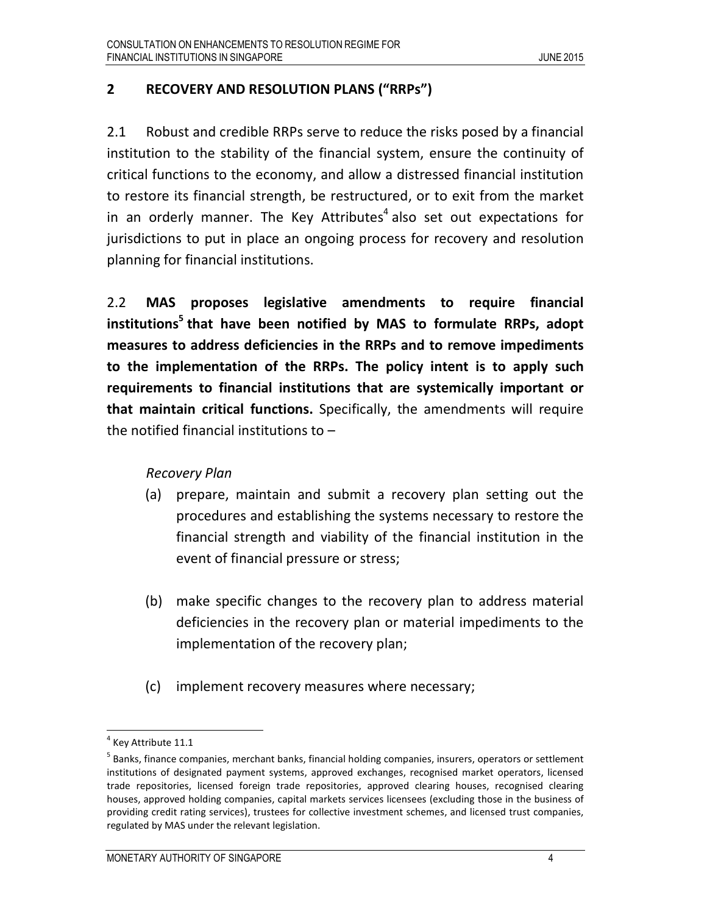## 2 RECOVERY AND RESOLUTION PLANS ("RRPs")

2.1 Robust and credible RRPs serve to reduce the risks posed by a financial institution to the stability of the financial system, ensure the continuity of critical functions to the economy, and allow a distressed financial institution to restore its financial strength, be restructured, or to exit from the market in an orderly manner. The Key Attributes[4] also set out expectations for jurisdictions to put in place an ongoing process for recovery and resolution planning for financial institutions.

2.2 **MAS proposes legislative amendments to require financial institutions[5] that have been notified by MAS to formulate RRPs, adopt measures to address deficiencies in the RRPs and to remove impediments to the implementation of the RRPs. The policy intent is to apply such requirements to financial institutions that are systemically important or that maintain critical functions.** Specifically, the amendments will require the notified financial institutions to –

*Recovery Plan*

(a) prepare, maintain and submit a recovery plan setting out the procedures and establishing the systems necessary to restore the financial strength and viability of the financial institution in the event of financial pressure or stress;

(b) make specific changes to the recovery plan to address material deficiencies in the recovery plan or material impediments to the implementation of the recovery plan;

(c) implement recovery measures where necessary;

---

[4] Key Attribute 11.1

[5] Banks, finance companies, merchant banks, financial holding companies, insurers, operators or settlement institutions of designated payment systems, approved exchanges, recognised market operators, licensed trade repositories, licensed foreign trade repositories, approved clearing houses, recognised clearing houses, approved holding companies, capital markets services licensees (excluding those in the business of providing credit rating services), trustees for collective investment schemes, and licensed trust companies, regulated by MAS under the relevant legislation.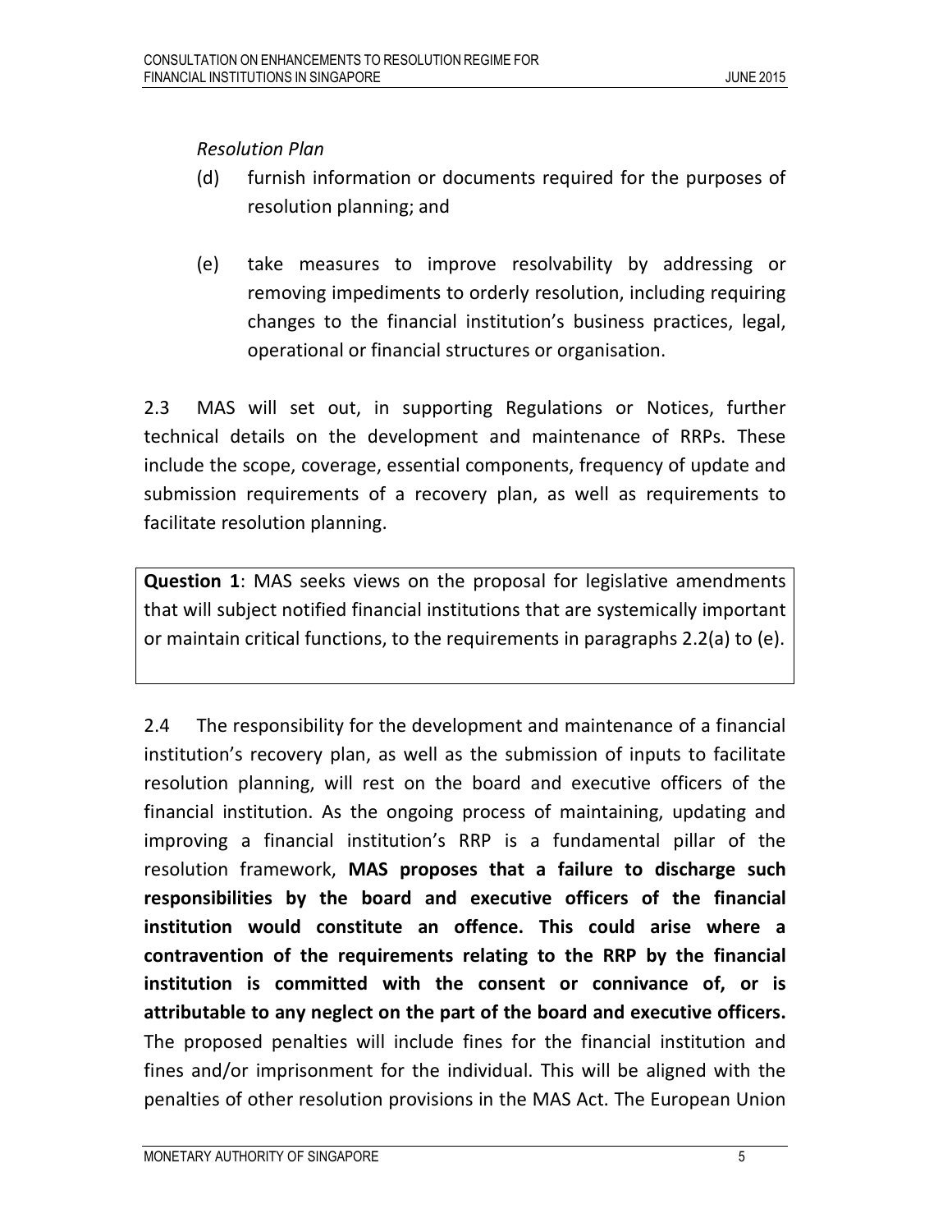*Resolution Plan*

(d) furnish information or documents required for the purposes of resolution planning; and

(e) take measures to improve resolvability by addressing or removing impediments to orderly resolution, including requiring changes to the financial institution's business practices, legal, operational or financial structures or organisation.

2.3 MAS will set out, in supporting Regulations or Notices, further technical details on the development and maintenance of RRPs. These include the scope, coverage, essential components, frequency of update and submission requirements of a recovery plan, as well as requirements to facilitate resolution planning.

> **Question 1**: MAS seeks views on the proposal for legislative amendments that will subject notified financial institutions that are systemically important or maintain critical functions, to the requirements in paragraphs 2.2(a) to (e).

2.4 The responsibility for the development and maintenance of a financial institution's recovery plan, as well as the submission of inputs to facilitate resolution planning, will rest on the board and executive officers of the financial institution. As the ongoing process of maintaining, updating and improving a financial institution's RRP is a fundamental pillar of the resolution framework, **MAS proposes that a failure to discharge such responsibilities by the board and executive officers of the financial institution would constitute an offence. This could arise where a contravention of the requirements relating to the RRP by the financial institution is committed with the consent or connivance of, or is attributable to any neglect on the part of the board and executive officers.** The proposed penalties will include fines for the financial institution and fines and/or imprisonment for the individual. This will be aligned with the penalties of other resolution provisions in the MAS Act. The European Union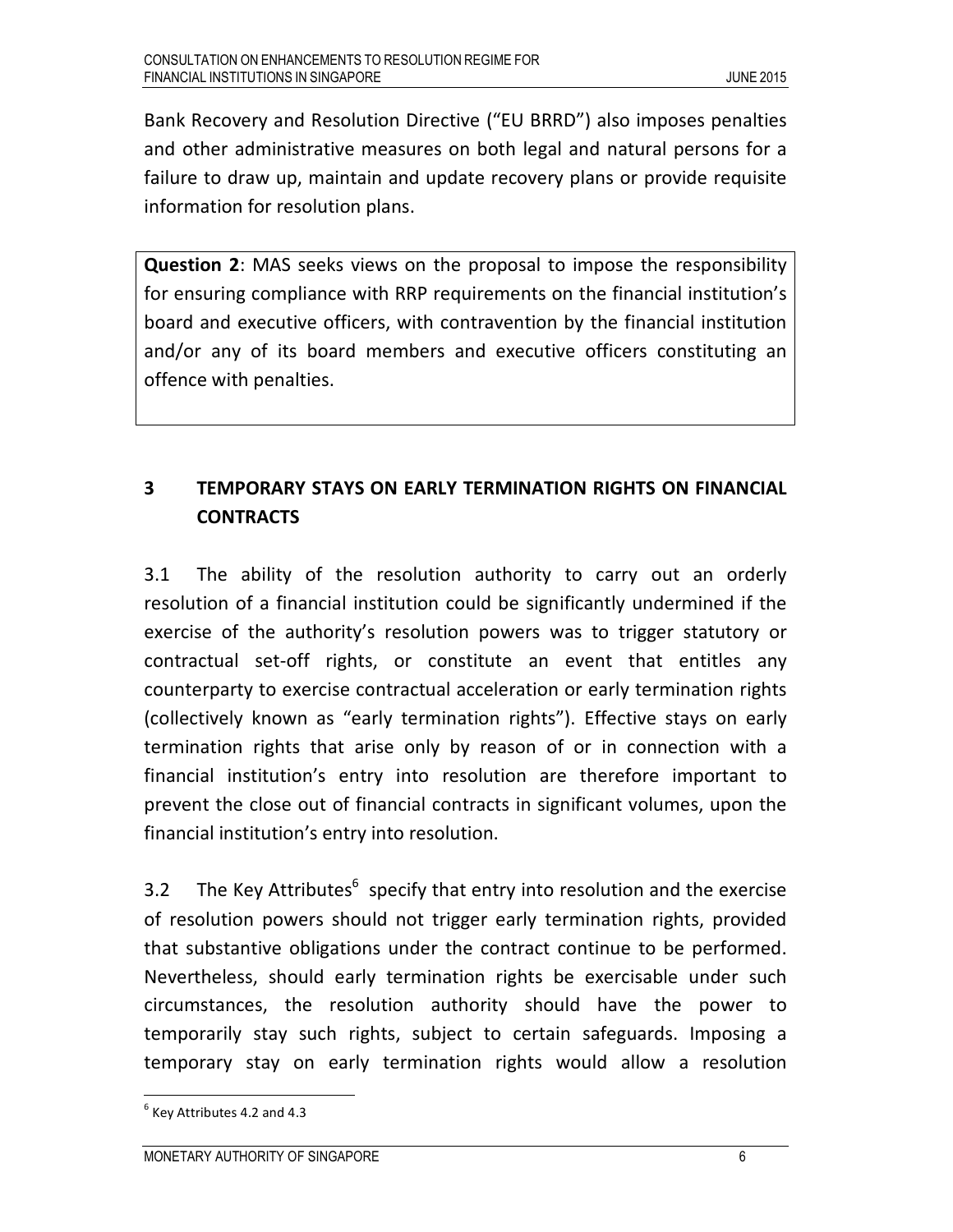Bank Recovery and Resolution Directive ("EU BRRD") also imposes penalties and other administrative measures on both legal and natural persons for a failure to draw up, maintain and update recovery plans or provide requisite information for resolution plans.

> **Question 2**: MAS seeks views on the proposal to impose the responsibility for ensuring compliance with RRP requirements on the financial institution's board and executive officers, with contravention by the financial institution and/or any of its board members and executive officers constituting an offence with penalties.

## 3 TEMPORARY STAYS ON EARLY TERMINATION RIGHTS ON FINANCIAL CONTRACTS

3.1 The ability of the resolution authority to carry out an orderly resolution of a financial institution could be significantly undermined if the exercise of the authority's resolution powers was to trigger statutory or contractual set-off rights, or constitute an event that entitles any counterparty to exercise contractual acceleration or early termination rights (collectively known as "early termination rights"). Effective stays on early termination rights that arise only by reason of or in connection with a financial institution's entry into resolution are therefore important to prevent the close out of financial contracts in significant volumes, upon the financial institution's entry into resolution.

3.2 The Key Attributes[6] specify that entry into resolution and the exercise of resolution powers should not trigger early termination rights, provided that substantive obligations under the contract continue to be performed. Nevertheless, should early termination rights be exercisable under such circumstances, the resolution authority should have the power to temporarily stay such rights, subject to certain safeguards. Imposing a temporary stay on early termination rights would allow a resolution

[6] Key Attributes 4.2 and 4.3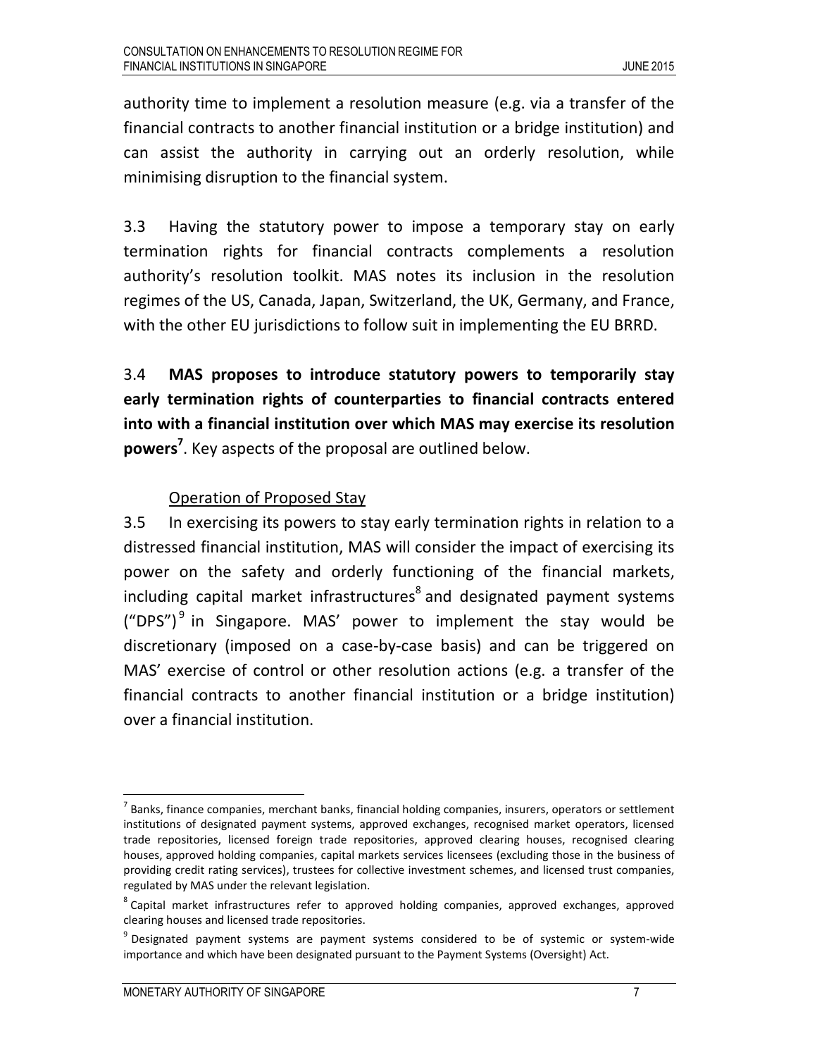authority time to implement a resolution measure (e.g. via a transfer of the financial contracts to another financial institution or a bridge institution) and can assist the authority in carrying out an orderly resolution, while minimising disruption to the financial system.

3.3 Having the statutory power to impose a temporary stay on early termination rights for financial contracts complements a resolution authority's resolution toolkit. MAS notes its inclusion in the resolution regimes of the US, Canada, Japan, Switzerland, the UK, Germany, and France, with the other EU jurisdictions to follow suit in implementing the EU BRRD.

3.4 **MAS proposes to introduce statutory powers to temporarily stay early termination rights of counterparties to financial contracts entered into with a financial institution over which MAS may exercise its resolution powers[7]**. Key aspects of the proposal are outlined below.

Operation of Proposed Stay

3.5 In exercising its powers to stay early termination rights in relation to a distressed financial institution, MAS will consider the impact of exercising its power on the safety and orderly functioning of the financial markets, including capital market infrastructures[8] and designated payment systems ("DPS")[9] in Singapore. MAS' power to implement the stay would be discretionary (imposed on a case-by-case basis) and can be triggered on MAS' exercise of control or other resolution actions (e.g. a transfer of the financial contracts to another financial institution or a bridge institution) over a financial institution.

---

[7] Banks, finance companies, merchant banks, financial holding companies, insurers, operators or settlement institutions of designated payment systems, approved exchanges, recognised market operators, licensed trade repositories, licensed foreign trade repositories, approved clearing houses, recognised clearing houses, approved holding companies, capital markets services licensees (excluding those in the business of providing credit rating services), trustees for collective investment schemes, and licensed trust companies, regulated by MAS under the relevant legislation.

[8] Capital market infrastructures refer to approved holding companies, approved exchanges, approved clearing houses and licensed trade repositories.

[9] Designated payment systems are payment systems considered to be of systemic or system-wide importance and which have been designated pursuant to the Payment Systems (Oversight) Act.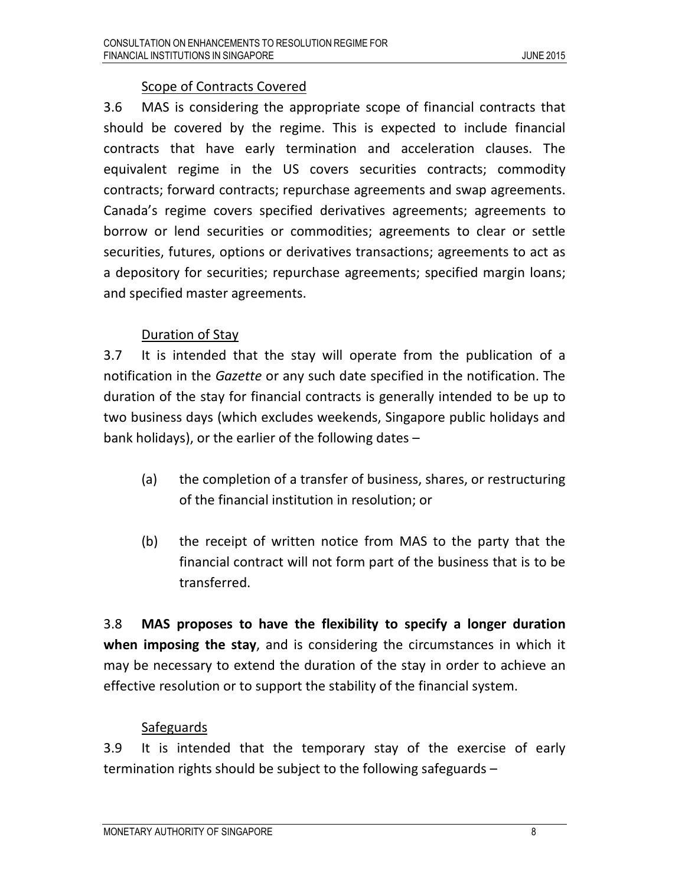Scope of Contracts Covered

3.6 MAS is considering the appropriate scope of financial contracts that should be covered by the regime. This is expected to include financial contracts that have early termination and acceleration clauses. The equivalent regime in the US covers securities contracts; commodity contracts; forward contracts; repurchase agreements and swap agreements. Canada's regime covers specified derivatives agreements; agreements to borrow or lend securities or commodities; agreements to clear or settle securities, futures, options or derivatives transactions; agreements to act as a depository for securities; repurchase agreements; specified margin loans; and specified master agreements.

Duration of Stay

3.7 It is intended that the stay will operate from the publication of a notification in the *Gazette* or any such date specified in the notification. The duration of the stay for financial contracts is generally intended to be up to two business days (which excludes weekends, Singapore public holidays and bank holidays), or the earlier of the following dates –

(a) the completion of a transfer of business, shares, or restructuring of the financial institution in resolution; or

(b) the receipt of written notice from MAS to the party that the financial contract will not form part of the business that is to be transferred.

3.8 **MAS proposes to have the flexibility to specify a longer duration when imposing the stay**, and is considering the circumstances in which it may be necessary to extend the duration of the stay in order to achieve an effective resolution or to support the stability of the financial system.

Safeguards

3.9 It is intended that the temporary stay of the exercise of early termination rights should be subject to the following safeguards –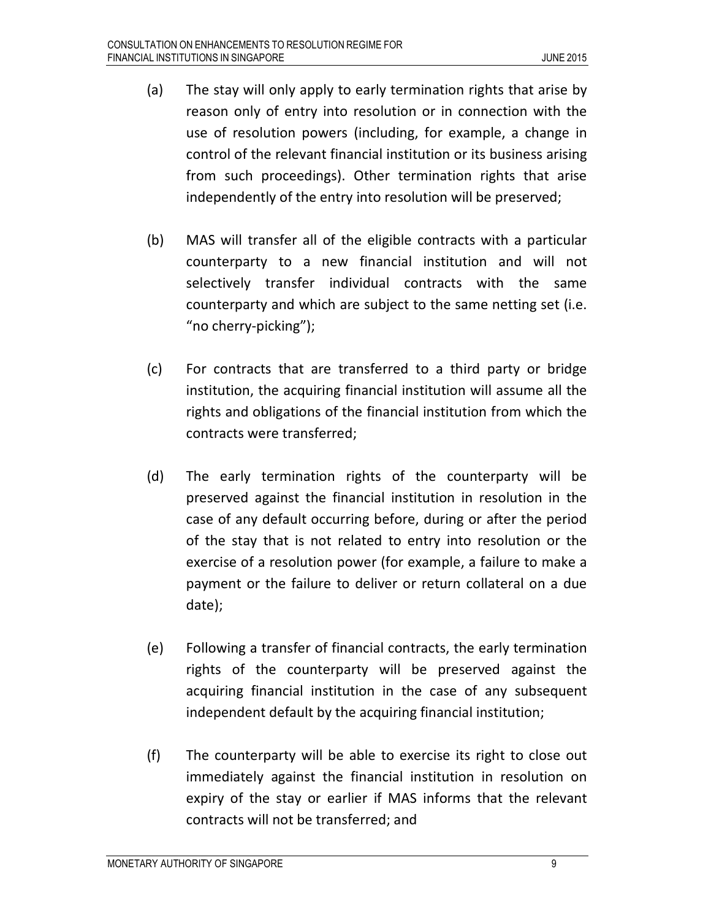(a) The stay will only apply to early termination rights that arise by reason only of entry into resolution or in connection with the use of resolution powers (including, for example, a change in control of the relevant financial institution or its business arising from such proceedings). Other termination rights that arise independently of the entry into resolution will be preserved;

(b) MAS will transfer all of the eligible contracts with a particular counterparty to a new financial institution and will not selectively transfer individual contracts with the same counterparty and which are subject to the same netting set (i.e. "no cherry-picking");

(c) For contracts that are transferred to a third party or bridge institution, the acquiring financial institution will assume all the rights and obligations of the financial institution from which the contracts were transferred;

(d) The early termination rights of the counterparty will be preserved against the financial institution in resolution in the case of any default occurring before, during or after the period of the stay that is not related to entry into resolution or the exercise of a resolution power (for example, a failure to make a payment or the failure to deliver or return collateral on a due date);

(e) Following a transfer of financial contracts, the early termination rights of the counterparty will be preserved against the acquiring financial institution in the case of any subsequent independent default by the acquiring financial institution;

(f) The counterparty will be able to exercise its right to close out immediately against the financial institution in resolution on expiry of the stay or earlier if MAS informs that the relevant contracts will not be transferred; and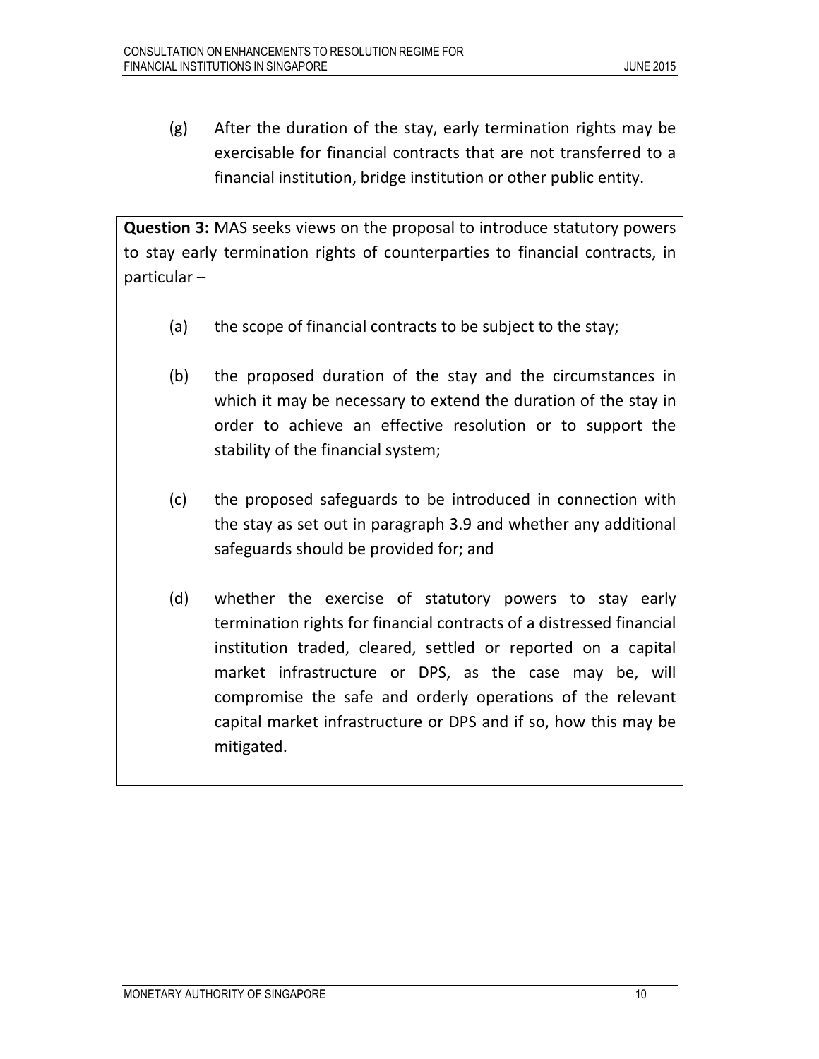(g) After the duration of the stay, early termination rights may be exercisable for financial contracts that are not transferred to a financial institution, bridge institution or other public entity.

**Question 3:** MAS seeks views on the proposal to introduce statutory powers to stay early termination rights of counterparties to financial contracts, in particular –

(a) the scope of financial contracts to be subject to the stay;

(b) the proposed duration of the stay and the circumstances in which it may be necessary to extend the duration of the stay in order to achieve an effective resolution or to support the stability of the financial system;

(c) the proposed safeguards to be introduced in connection with the stay as set out in paragraph 3.9 and whether any additional safeguards should be provided for; and

(d) whether the exercise of statutory powers to stay early termination rights for financial contracts of a distressed financial institution traded, cleared, settled or reported on a capital market infrastructure or DPS, as the case may be, will compromise the safe and orderly operations of the relevant capital market infrastructure or DPS and if so, how this may be mitigated.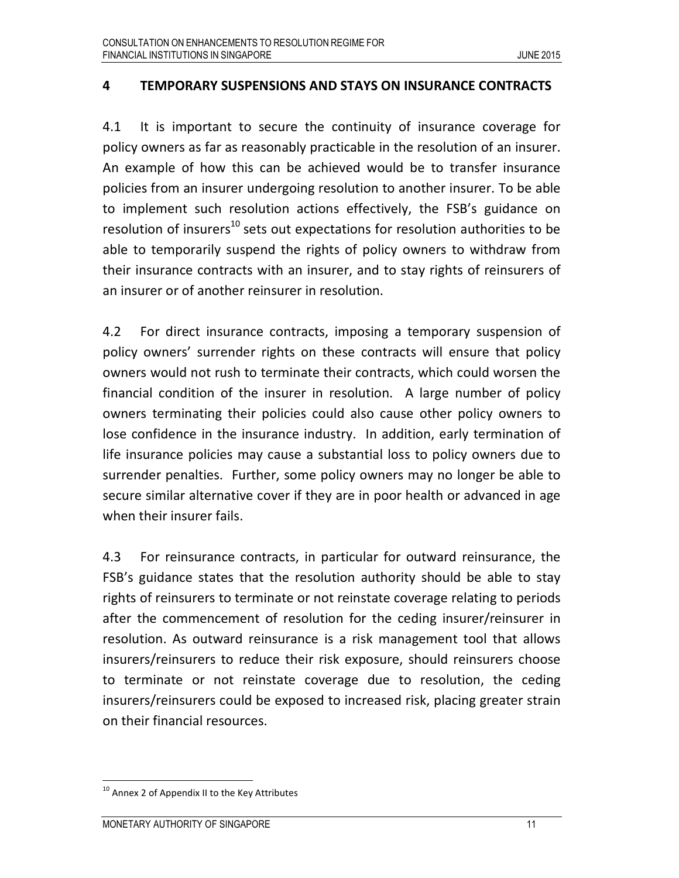## 4 TEMPORARY SUSPENSIONS AND STAYS ON INSURANCE CONTRACTS

4.1 It is important to secure the continuity of insurance coverage for policy owners as far as reasonably practicable in the resolution of an insurer. An example of how this can be achieved would be to transfer insurance policies from an insurer undergoing resolution to another insurer. To be able to implement such resolution actions effectively, the FSB's guidance on resolution of insurers[10] sets out expectations for resolution authorities to be able to temporarily suspend the rights of policy owners to withdraw from their insurance contracts with an insurer, and to stay rights of reinsurers of an insurer or of another reinsurer in resolution.

4.2 For direct insurance contracts, imposing a temporary suspension of policy owners' surrender rights on these contracts will ensure that policy owners would not rush to terminate their contracts, which could worsen the financial condition of the insurer in resolution. A large number of policy owners terminating their policies could also cause other policy owners to lose confidence in the insurance industry. In addition, early termination of life insurance policies may cause a substantial loss to policy owners due to surrender penalties. Further, some policy owners may no longer be able to secure similar alternative cover if they are in poor health or advanced in age when their insurer fails.

4.3 For reinsurance contracts, in particular for outward reinsurance, the FSB's guidance states that the resolution authority should be able to stay rights of reinsurers to terminate or not reinstate coverage relating to periods after the commencement of resolution for the ceding insurer/reinsurer in resolution. As outward reinsurance is a risk management tool that allows insurers/reinsurers to reduce their risk exposure, should reinsurers choose to terminate or not reinstate coverage due to resolution, the ceding insurers/reinsurers could be exposed to increased risk, placing greater strain on their financial resources.

[10] Annex 2 of Appendix II to the Key Attributes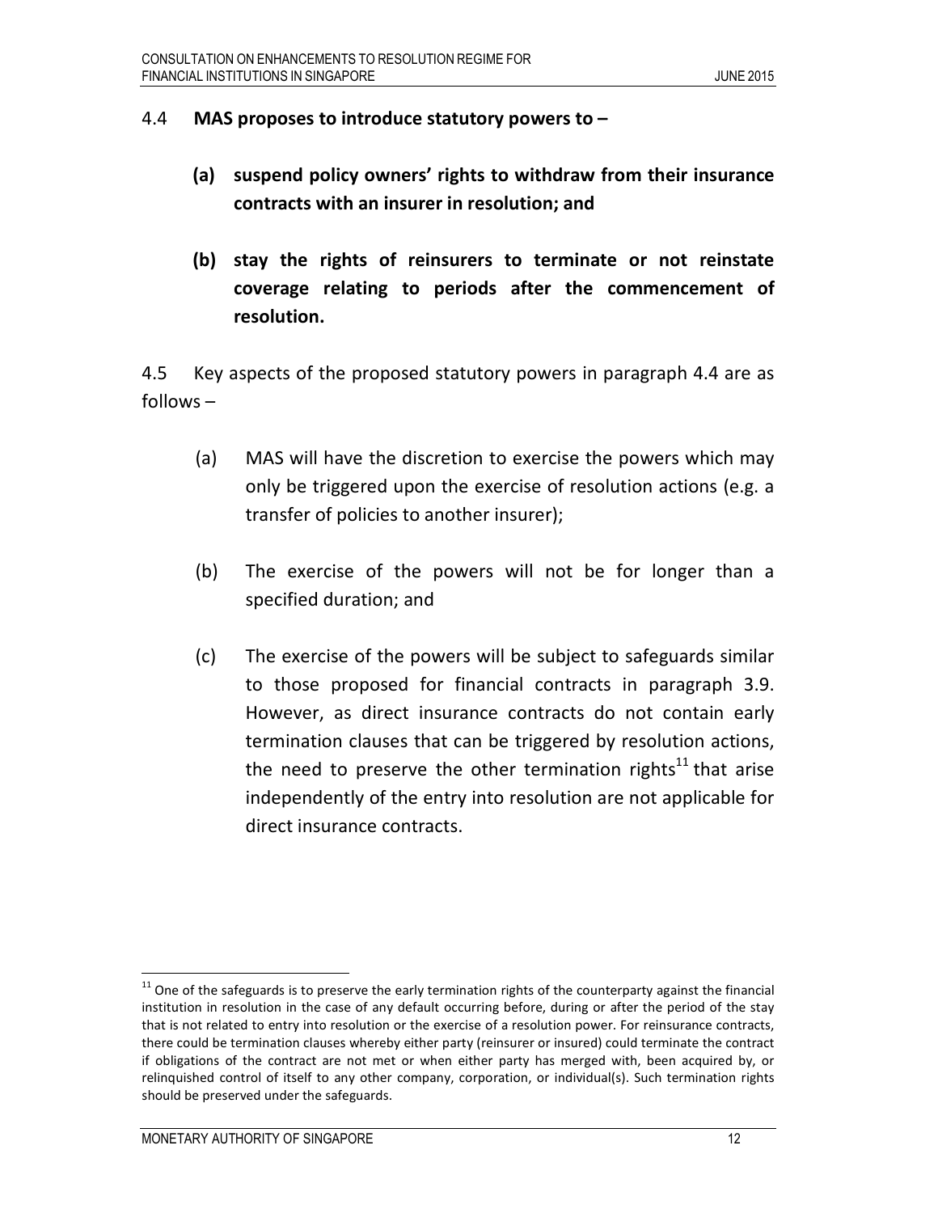4.4 **MAS proposes to introduce statutory powers to –**

**(a) suspend policy owners' rights to withdraw from their insurance contracts with an insurer in resolution; and**

**(b) stay the rights of reinsurers to terminate or not reinstate coverage relating to periods after the commencement of resolution.**

4.5 Key aspects of the proposed statutory powers in paragraph 4.4 are as follows –

(a) MAS will have the discretion to exercise the powers which may only be triggered upon the exercise of resolution actions (e.g. a transfer of policies to another insurer);

(b) The exercise of the powers will not be for longer than a specified duration; and

(c) The exercise of the powers will be subject to safeguards similar to those proposed for financial contracts in paragraph 3.9. However, as direct insurance contracts do not contain early termination clauses that can be triggered by resolution actions, the need to preserve the other termination rights[11] that arise independently of the entry into resolution are not applicable for direct insurance contracts.

---

[11] One of the safeguards is to preserve the early termination rights of the counterparty against the financial institution in resolution in the case of any default occurring before, during or after the period of the stay that is not related to entry into resolution or the exercise of a resolution power. For reinsurance contracts, there could be termination clauses whereby either party (reinsurer or insured) could terminate the contract if obligations of the contract are not met or when either party has merged with, been acquired by, or relinquished control of itself to any other company, corporation, or individual(s). Such termination rights should be preserved under the safeguards.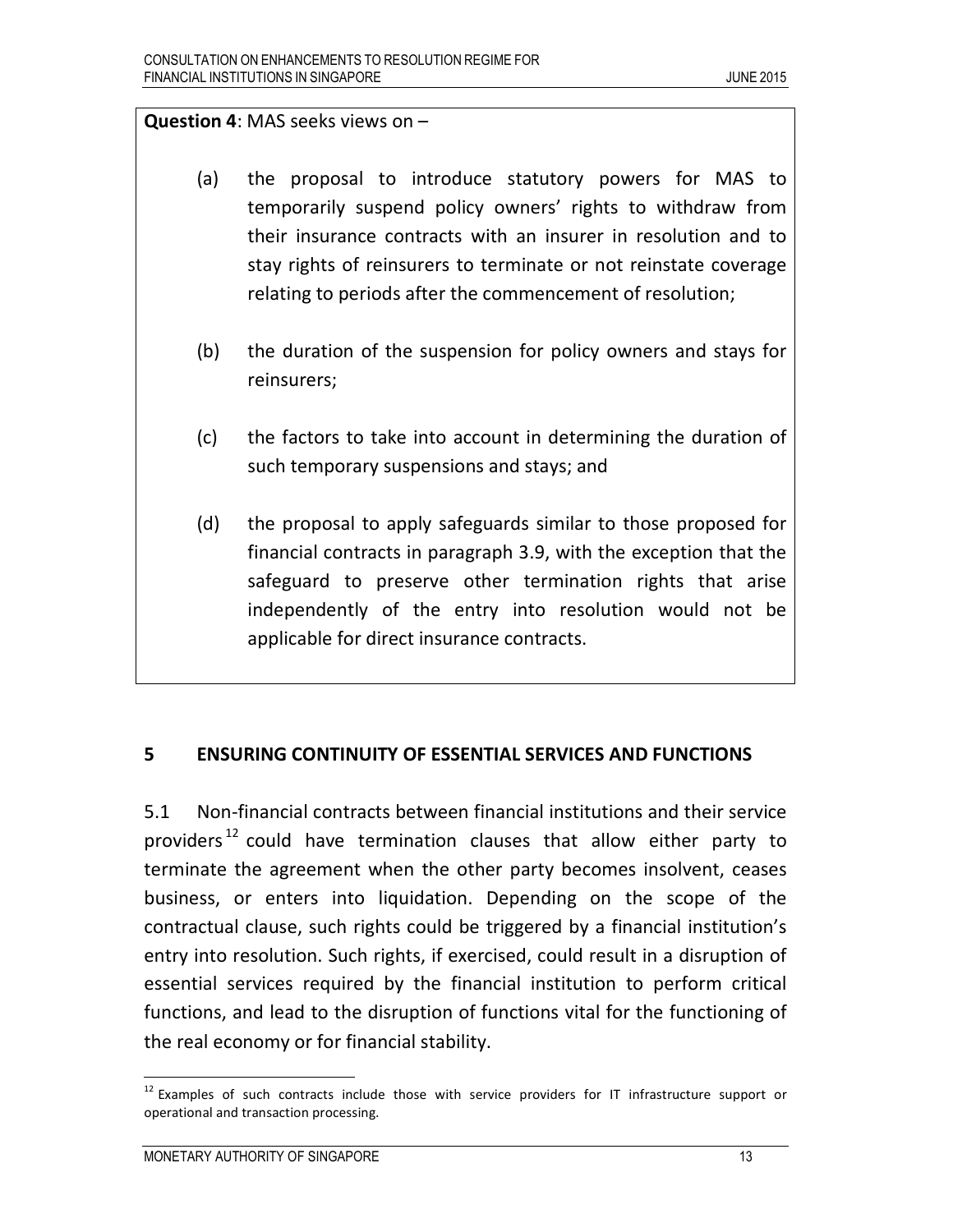**Question 4**: MAS seeks views on –

(a) the proposal to introduce statutory powers for MAS to temporarily suspend policy owners' rights to withdraw from their insurance contracts with an insurer in resolution and to stay rights of reinsurers to terminate or not reinstate coverage relating to periods after the commencement of resolution;

(b) the duration of the suspension for policy owners and stays for reinsurers;

(c) the factors to take into account in determining the duration of such temporary suspensions and stays; and

(d) the proposal to apply safeguards similar to those proposed for financial contracts in paragraph 3.9, with the exception that the safeguard to preserve other termination rights that arise independently of the entry into resolution would not be applicable for direct insurance contracts.

## 5 ENSURING CONTINUITY OF ESSENTIAL SERVICES AND FUNCTIONS

5.1 Non-financial contracts between financial institutions and their service providers[12] could have termination clauses that allow either party to terminate the agreement when the other party becomes insolvent, ceases business, or enters into liquidation. Depending on the scope of the contractual clause, such rights could be triggered by a financial institution's entry into resolution. Such rights, if exercised, could result in a disruption of essential services required by the financial institution to perform critical functions, and lead to the disruption of functions vital for the functioning of the real economy or for financial stability.

[12] Examples of such contracts include those with service providers for IT infrastructure support or operational and transaction processing.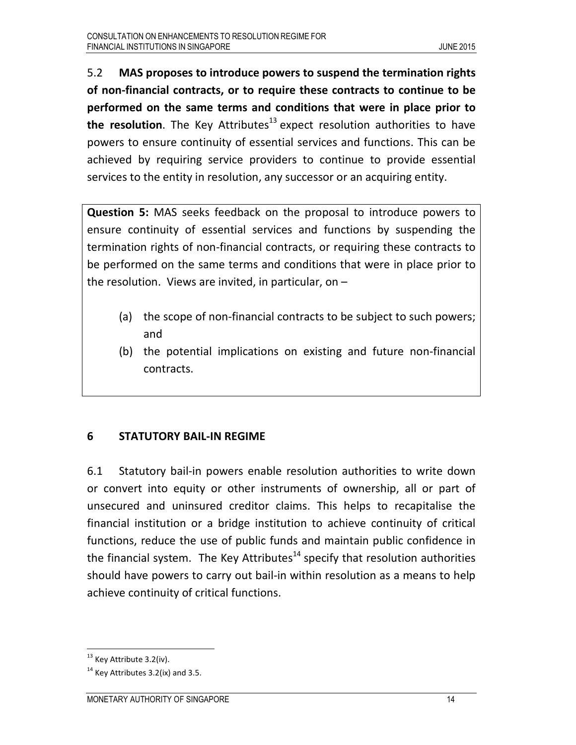5.2 **MAS proposes to introduce powers to suspend the termination rights of non-financial contracts, or to require these contracts to continue to be performed on the same terms and conditions that were in place prior to the resolution**. The Key Attributes[13] expect resolution authorities to have powers to ensure continuity of essential services and functions. This can be achieved by requiring service providers to continue to provide essential services to the entity in resolution, any successor or an acquiring entity.

> **Question 5:** MAS seeks feedback on the proposal to introduce powers to ensure continuity of essential services and functions by suspending the termination rights of non-financial contracts, or requiring these contracts to be performed on the same terms and conditions that were in place prior to the resolution. Views are invited, in particular, on –
>
> (a) the scope of non-financial contracts to be subject to such powers; and
>
> (b) the potential implications on existing and future non-financial contracts.

## 6 STATUTORY BAIL-IN REGIME

6.1 Statutory bail-in powers enable resolution authorities to write down or convert into equity or other instruments of ownership, all or part of unsecured and uninsured creditor claims. This helps to recapitalise the financial institution or a bridge institution to achieve continuity of critical functions, reduce the use of public funds and maintain public confidence in the financial system. The Key Attributes[14] specify that resolution authorities should have powers to carry out bail-in within resolution as a means to help achieve continuity of critical functions.

---

[13] Key Attribute 3.2(iv).

[14] Key Attributes 3.2(ix) and 3.5.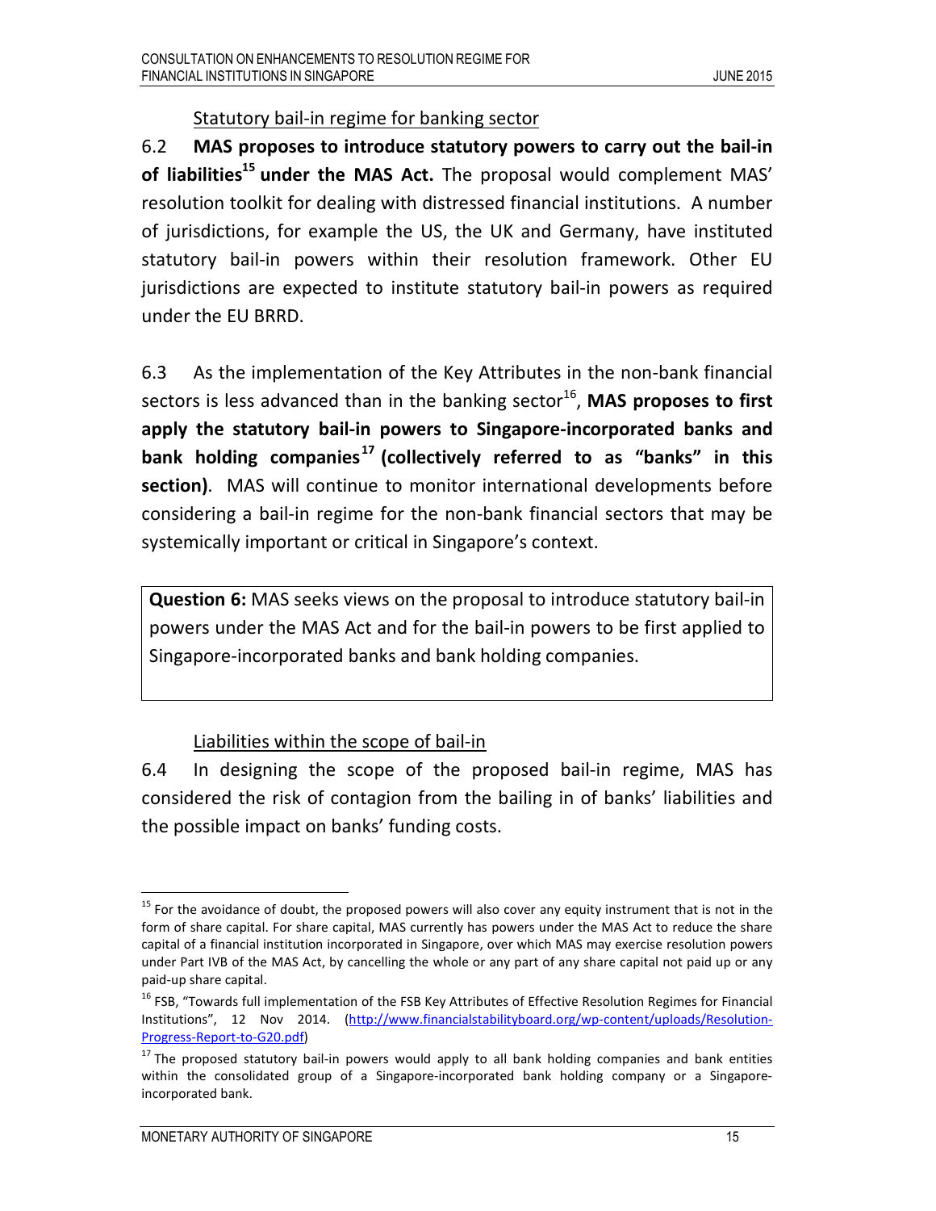Statutory bail-in regime for banking sector

6.2 **MAS proposes to introduce statutory powers to carry out the bail-in of liabilities[15] under the MAS Act.** The proposal would complement MAS' resolution toolkit for dealing with distressed financial institutions. A number of jurisdictions, for example the US, the UK and Germany, have instituted statutory bail-in powers within their resolution framework. Other EU jurisdictions are expected to institute statutory bail-in powers as required under the EU BRRD.

6.3 As the implementation of the Key Attributes in the non-bank financial sectors is less advanced than in the banking sector[16], **MAS proposes to first apply the statutory bail-in powers to Singapore-incorporated banks and bank holding companies[17] (collectively referred to as "banks" in this section)**. MAS will continue to monitor international developments before considering a bail-in regime for the non-bank financial sectors that may be systemically important or critical in Singapore's context.

| **Question 6:** MAS seeks views on the proposal to introduce statutory bail-in powers under the MAS Act and for the bail-in powers to be first applied to Singapore-incorporated banks and bank holding companies. |
|---|

Liabilities within the scope of bail-in

6.4 In designing the scope of the proposed bail-in regime, MAS has considered the risk of contagion from the bailing in of banks' liabilities and the possible impact on banks' funding costs.

---

[15] For the avoidance of doubt, the proposed powers will also cover any equity instrument that is not in the form of share capital. For share capital, MAS currently has powers under the MAS Act to reduce the share capital of a financial institution incorporated in Singapore, over which MAS may exercise resolution powers under Part IVB of the MAS Act, by cancelling the whole or any part of any share capital not paid up or any paid-up share capital.

[16] FSB, "Towards full implementation of the FSB Key Attributes of Effective Resolution Regimes for Financial Institutions", 12 Nov 2014. (http://www.financialstabilityboard.org/wp-content/uploads/Resolution-Progress-Report-to-G20.pdf)

[17] The proposed statutory bail-in powers would apply to all bank holding companies and bank entities within the consolidated group of a Singapore-incorporated bank holding company or a Singapore-incorporated bank.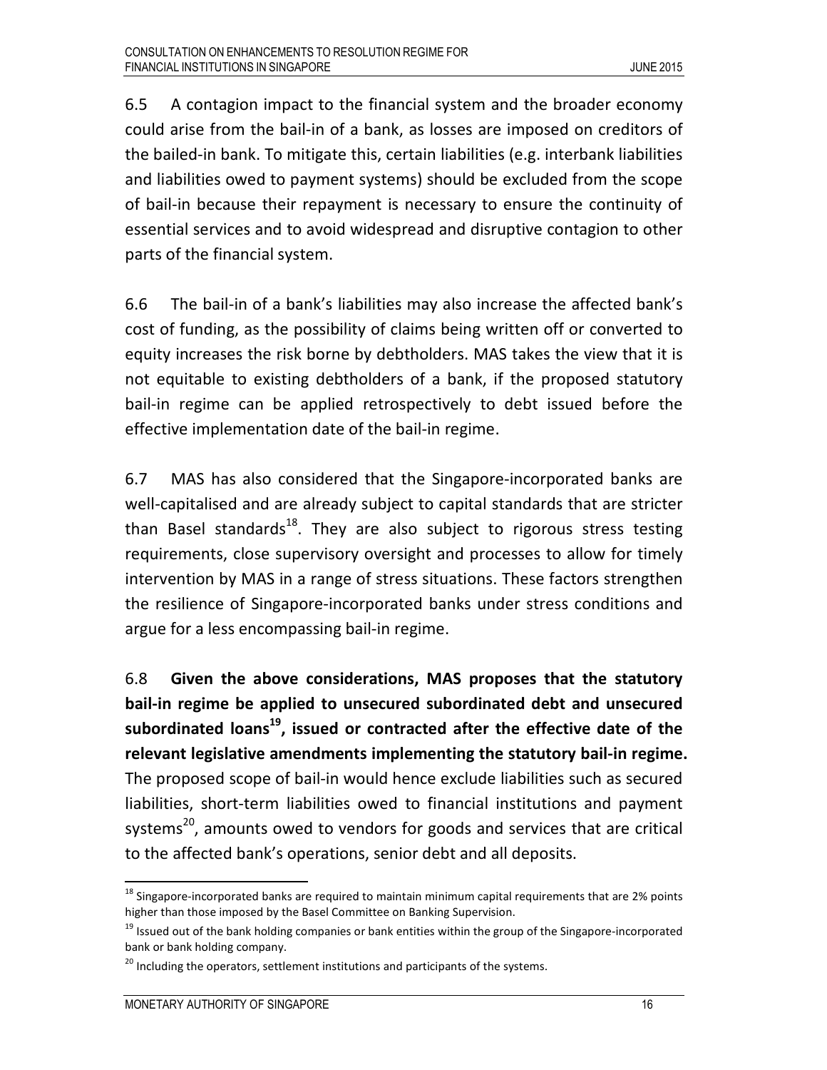6.5 A contagion impact to the financial system and the broader economy could arise from the bail-in of a bank, as losses are imposed on creditors of the bailed-in bank. To mitigate this, certain liabilities (e.g. interbank liabilities and liabilities owed to payment systems) should be excluded from the scope of bail-in because their repayment is necessary to ensure the continuity of essential services and to avoid widespread and disruptive contagion to other parts of the financial system.

6.6 The bail-in of a bank's liabilities may also increase the affected bank's cost of funding, as the possibility of claims being written off or converted to equity increases the risk borne by debtholders. MAS takes the view that it is not equitable to existing debtholders of a bank, if the proposed statutory bail-in regime can be applied retrospectively to debt issued before the effective implementation date of the bail-in regime.

6.7 MAS has also considered that the Singapore-incorporated banks are well-capitalised and are already subject to capital standards that are stricter than Basel standards[18]. They are also subject to rigorous stress testing requirements, close supervisory oversight and processes to allow for timely intervention by MAS in a range of stress situations. These factors strengthen the resilience of Singapore-incorporated banks under stress conditions and argue for a less encompassing bail-in regime.

6.8 **Given the above considerations, MAS proposes that the statutory bail-in regime be applied to unsecured subordinated debt and unsecured subordinated loans[19], issued or contracted after the effective date of the relevant legislative amendments implementing the statutory bail-in regime.** The proposed scope of bail-in would hence exclude liabilities such as secured liabilities, short-term liabilities owed to financial institutions and payment systems[20], amounts owed to vendors for goods and services that are critical to the affected bank's operations, senior debt and all deposits.

---

[18] Singapore-incorporated banks are required to maintain minimum capital requirements that are 2% points higher than those imposed by the Basel Committee on Banking Supervision.

[19] Issued out of the bank holding companies or bank entities within the group of the Singapore-incorporated bank or bank holding company.

[20] Including the operators, settlement institutions and participants of the systems.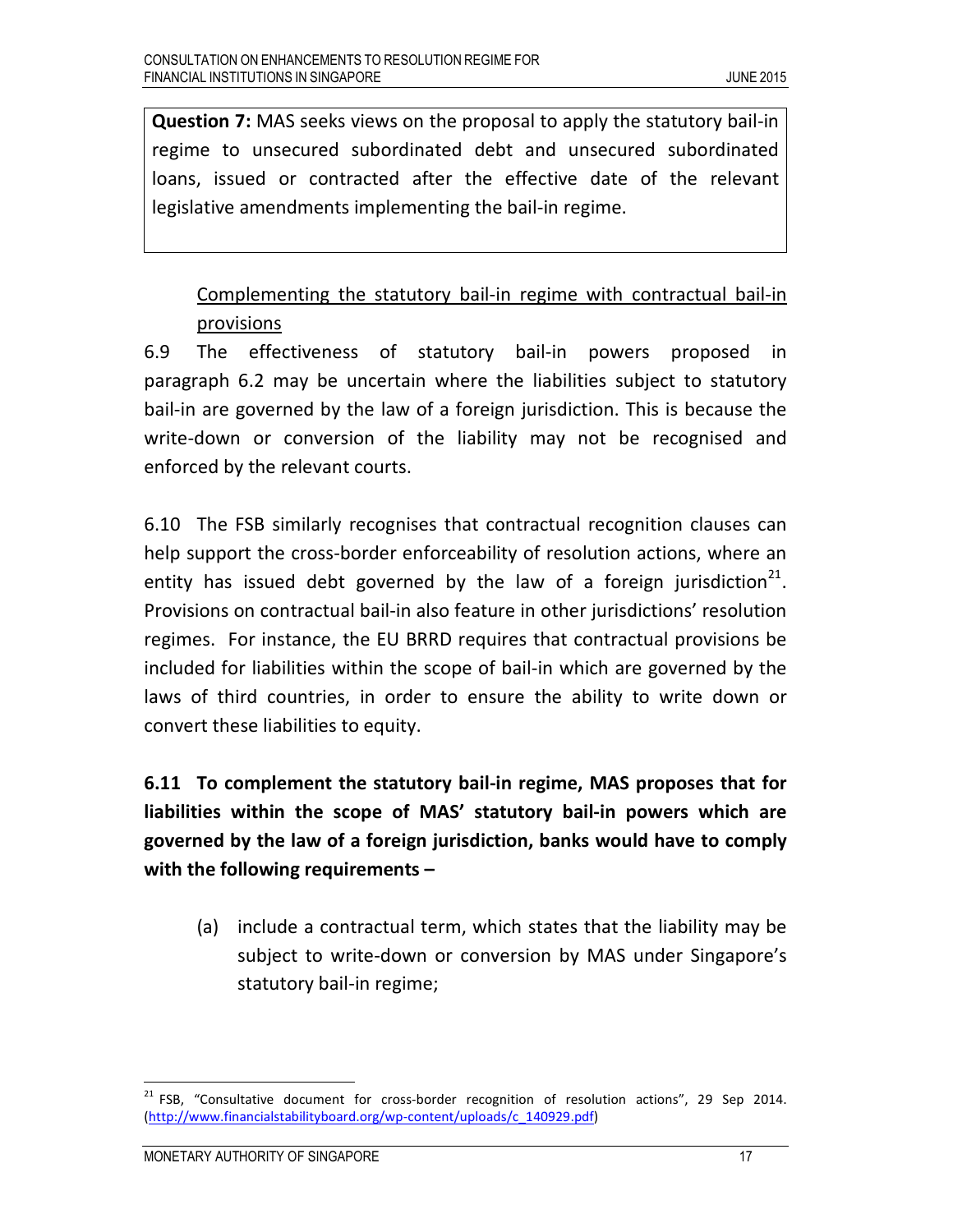**Question 7:** MAS seeks views on the proposal to apply the statutory bail-in regime to unsecured subordinated debt and unsecured subordinated loans, issued or contracted after the effective date of the relevant legislative amendments implementing the bail-in regime.

Complementing the statutory bail-in regime with contractual bail-in provisions

6.9 The effectiveness of statutory bail-in powers proposed in paragraph 6.2 may be uncertain where the liabilities subject to statutory bail-in are governed by the law of a foreign jurisdiction. This is because the write-down or conversion of the liability may not be recognised and enforced by the relevant courts.

6.10 The FSB similarly recognises that contractual recognition clauses can help support the cross-border enforceability of resolution actions, where an entity has issued debt governed by the law of a foreign jurisdiction[21]. Provisions on contractual bail-in also feature in other jurisdictions' resolution regimes. For instance, the EU BRRD requires that contractual provisions be included for liabilities within the scope of bail-in which are governed by the laws of third countries, in order to ensure the ability to write down or convert these liabilities to equity.

**6.11 To complement the statutory bail-in regime, MAS proposes that for liabilities within the scope of MAS' statutory bail-in powers which are governed by the law of a foreign jurisdiction, banks would have to comply with the following requirements –**

(a) include a contractual term, which states that the liability may be subject to write-down or conversion by MAS under Singapore's statutory bail-in regime;

---

[21] FSB, "Consultative document for cross-border recognition of resolution actions", 29 Sep 2014. (http://www.financialstabilityboard.org/wp-content/uploads/c_140929.pdf)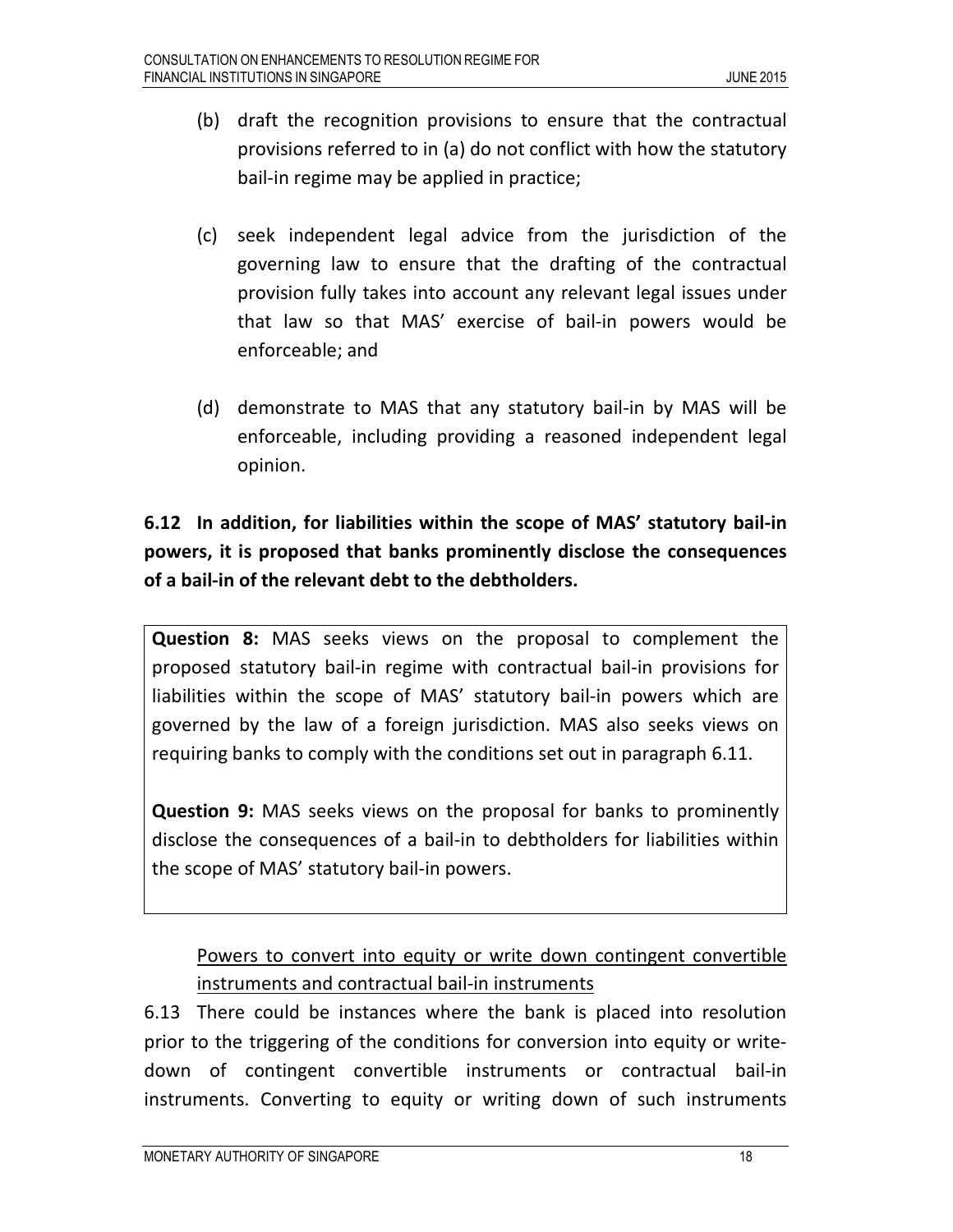(b) draft the recognition provisions to ensure that the contractual provisions referred to in (a) do not conflict with how the statutory bail-in regime may be applied in practice;

(c) seek independent legal advice from the jurisdiction of the governing law to ensure that the drafting of the contractual provision fully takes into account any relevant legal issues under that law so that MAS' exercise of bail-in powers would be enforceable; and

(d) demonstrate to MAS that any statutory bail-in by MAS will be enforceable, including providing a reasoned independent legal opinion.

**6.12 In addition, for liabilities within the scope of MAS' statutory bail-in powers, it is proposed that banks prominently disclose the consequences of a bail-in of the relevant debt to the debtholders.**

**Question 8:** MAS seeks views on the proposal to complement the proposed statutory bail-in regime with contractual bail-in provisions for liabilities within the scope of MAS' statutory bail-in powers which are governed by the law of a foreign jurisdiction. MAS also seeks views on requiring banks to comply with the conditions set out in paragraph 6.11.

**Question 9:** MAS seeks views on the proposal for banks to prominently disclose the consequences of a bail-in to debtholders for liabilities within the scope of MAS' statutory bail-in powers.

<u>Powers to convert into equity or write down contingent convertible instruments and contractual bail-in instruments</u>

6.13 There could be instances where the bank is placed into resolution prior to the triggering of the conditions for conversion into equity or write-down of contingent convertible instruments or contractual bail-in instruments. Converting to equity or writing down of such instruments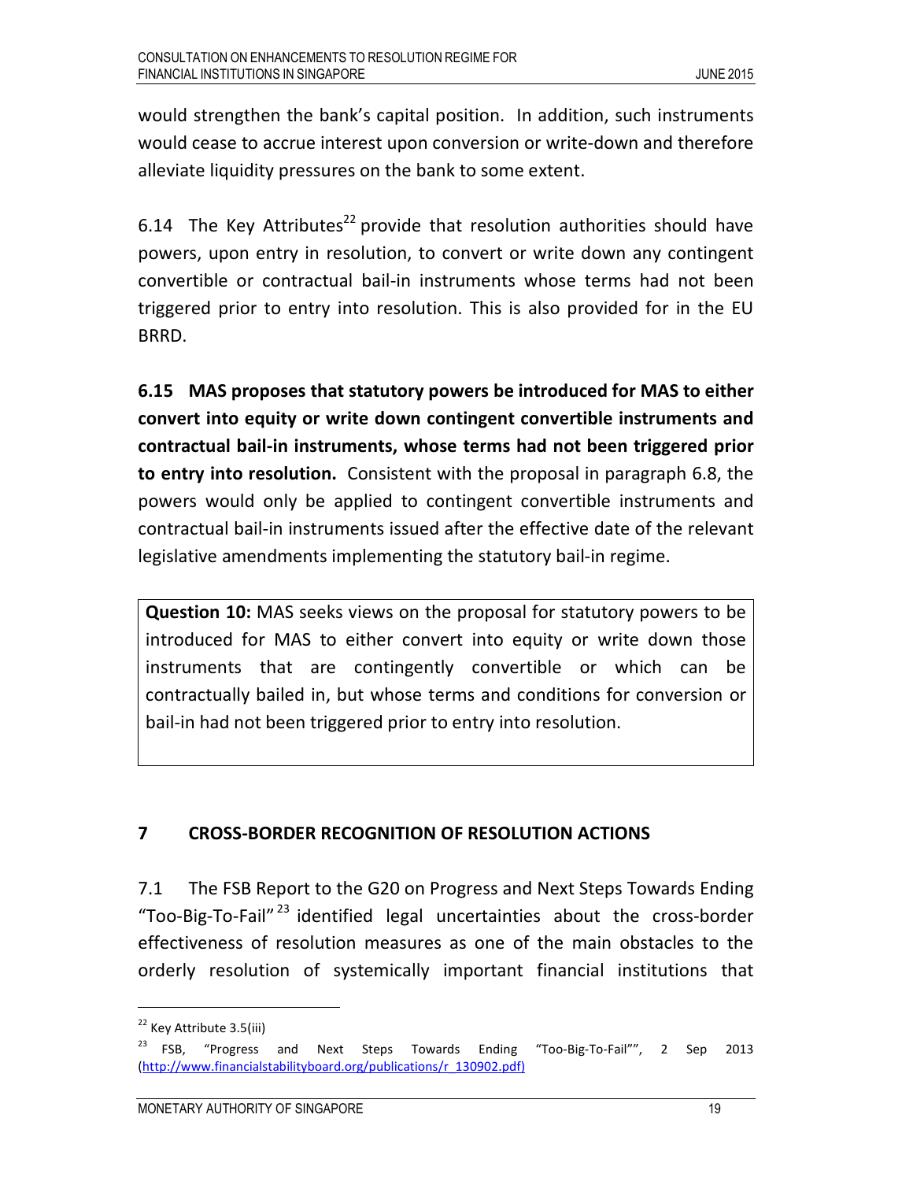would strengthen the bank's capital position. In addition, such instruments would cease to accrue interest upon conversion or write-down and therefore alleviate liquidity pressures on the bank to some extent.

6.14 The Key Attributes[22] provide that resolution authorities should have powers, upon entry in resolution, to convert or write down any contingent convertible or contractual bail-in instruments whose terms had not been triggered prior to entry into resolution. This is also provided for in the EU BRRD.

**6.15 MAS proposes that statutory powers be introduced for MAS to either convert into equity or write down contingent convertible instruments and contractual bail-in instruments, whose terms had not been triggered prior to entry into resolution.** Consistent with the proposal in paragraph 6.8, the powers would only be applied to contingent convertible instruments and contractual bail-in instruments issued after the effective date of the relevant legislative amendments implementing the statutory bail-in regime.

> **Question 10:** MAS seeks views on the proposal for statutory powers to be introduced for MAS to either convert into equity or write down those instruments that are contingently convertible or which can be contractually bailed in, but whose terms and conditions for conversion or bail-in had not been triggered prior to entry into resolution.

## 7 CROSS-BORDER RECOGNITION OF RESOLUTION ACTIONS

7.1 The FSB Report to the G20 on Progress and Next Steps Towards Ending "Too-Big-To-Fail"[23] identified legal uncertainties about the cross-border effectiveness of resolution measures as one of the main obstacles to the orderly resolution of systemically important financial institutions that

---

[22] Key Attribute 3.5(iii)

[23] FSB, "Progress and Next Steps Towards Ending "Too-Big-To-Fail"", 2 Sep 2013 (http://www.financialstabilityboard.org/publications/r_130902.pdf)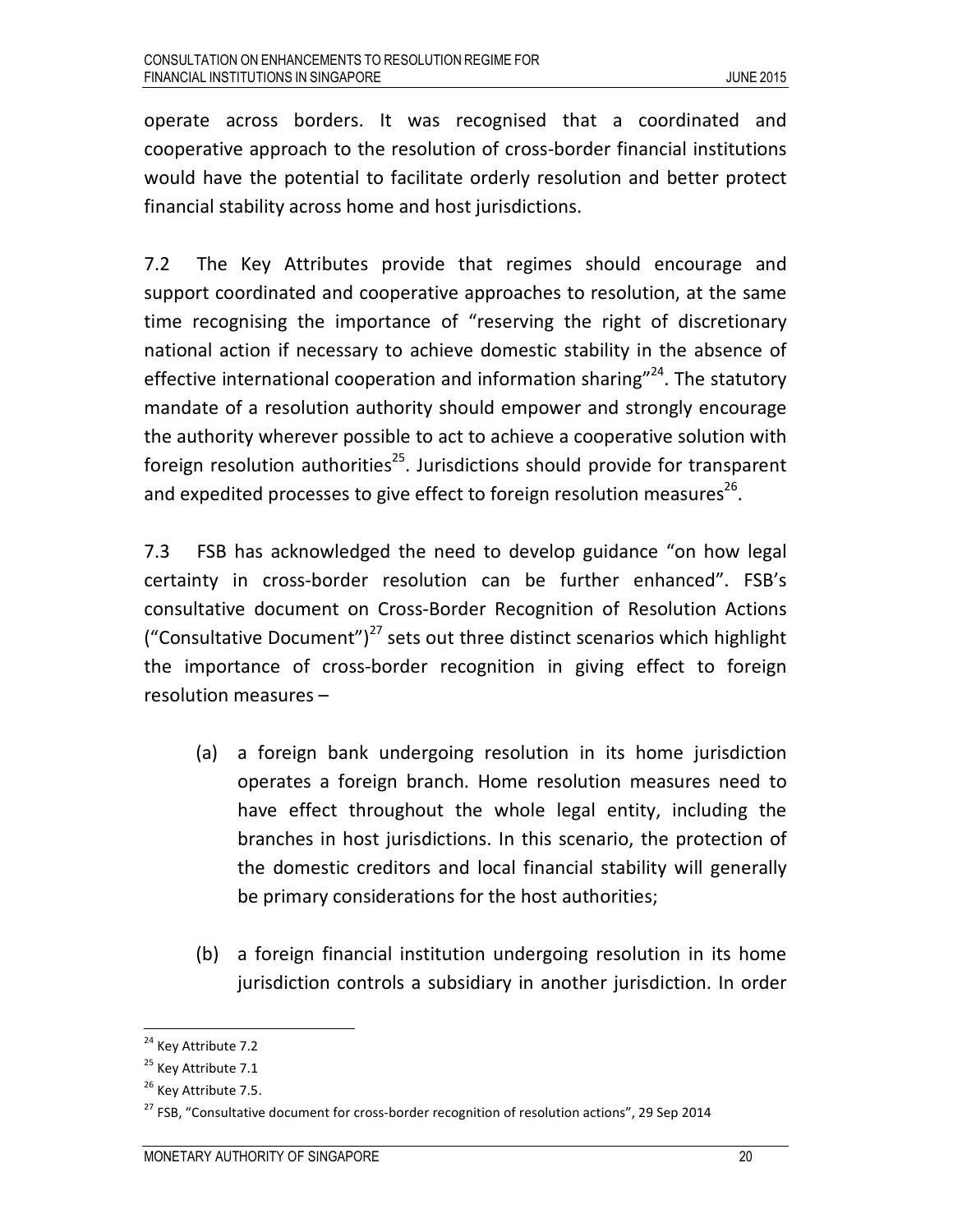operate across borders. It was recognised that a coordinated and cooperative approach to the resolution of cross-border financial institutions would have the potential to facilitate orderly resolution and better protect financial stability across home and host jurisdictions.

7.2 The Key Attributes provide that regimes should encourage and support coordinated and cooperative approaches to resolution, at the same time recognising the importance of "reserving the right of discretionary national action if necessary to achieve domestic stability in the absence of effective international cooperation and information sharing"[24]. The statutory mandate of a resolution authority should empower and strongly encourage the authority wherever possible to act to achieve a cooperative solution with foreign resolution authorities[25]. Jurisdictions should provide for transparent and expedited processes to give effect to foreign resolution measures[26].

7.3 FSB has acknowledged the need to develop guidance "on how legal certainty in cross-border resolution can be further enhanced". FSB's consultative document on Cross-Border Recognition of Resolution Actions ("Consultative Document")[27] sets out three distinct scenarios which highlight the importance of cross-border recognition in giving effect to foreign resolution measures –

(a) a foreign bank undergoing resolution in its home jurisdiction operates a foreign branch. Home resolution measures need to have effect throughout the whole legal entity, including the branches in host jurisdictions. In this scenario, the protection of the domestic creditors and local financial stability will generally be primary considerations for the host authorities;

(b) a foreign financial institution undergoing resolution in its home jurisdiction controls a subsidiary in another jurisdiction. In order

---

[24] Key Attribute 7.2

[25] Key Attribute 7.1

[26] Key Attribute 7.5.

[27] FSB, "Consultative document for cross-border recognition of resolution actions", 29 Sep 2014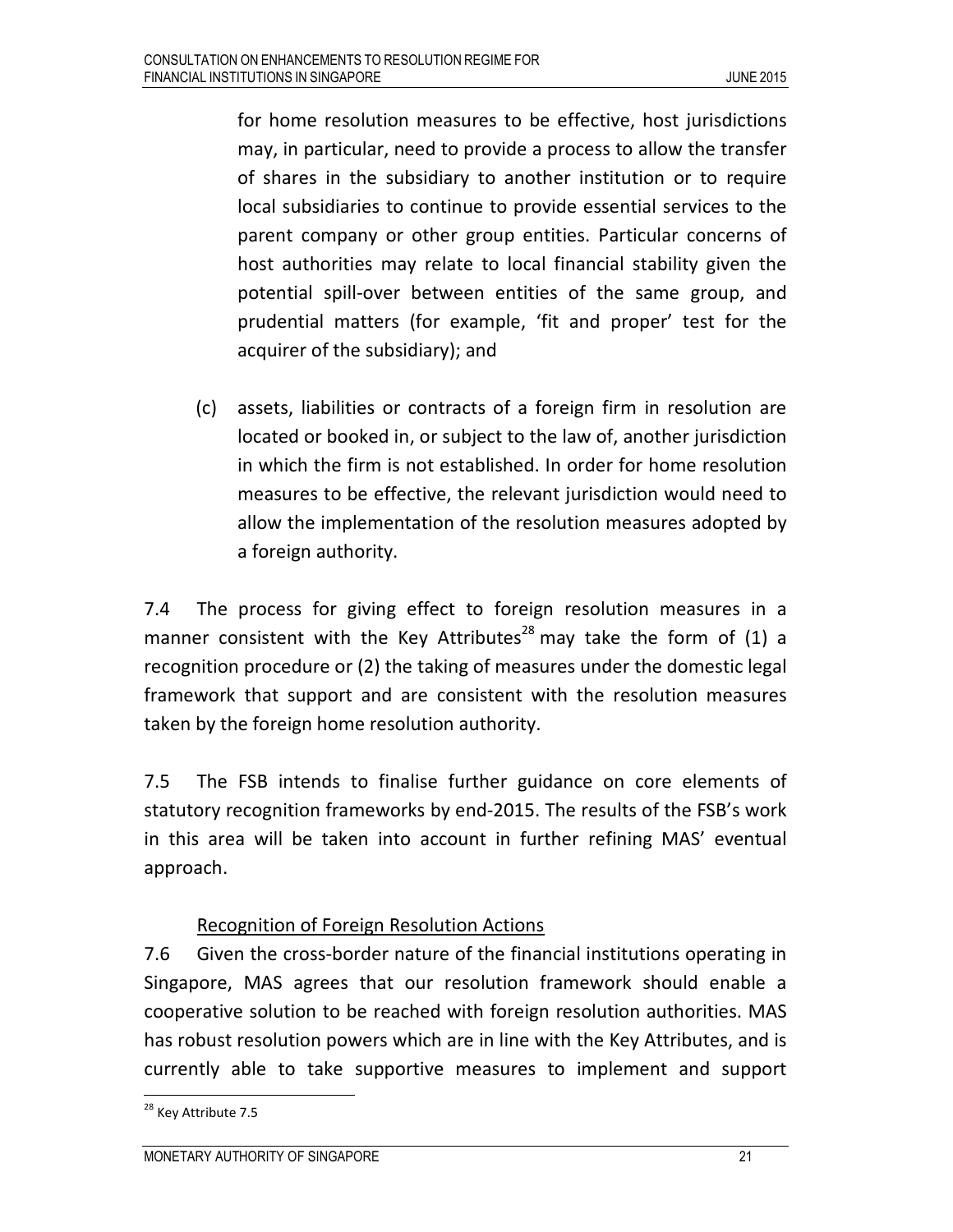for home resolution measures to be effective, host jurisdictions may, in particular, need to provide a process to allow the transfer of shares in the subsidiary to another institution or to require local subsidiaries to continue to provide essential services to the parent company or other group entities. Particular concerns of host authorities may relate to local financial stability given the potential spill-over between entities of the same group, and prudential matters (for example, 'fit and proper' test for the acquirer of the subsidiary); and

(c) assets, liabilities or contracts of a foreign firm in resolution are located or booked in, or subject to the law of, another jurisdiction in which the firm is not established. In order for home resolution measures to be effective, the relevant jurisdiction would need to allow the implementation of the resolution measures adopted by a foreign authority.

7.4 The process for giving effect to foreign resolution measures in a manner consistent with the Key Attributes[28] may take the form of (1) a recognition procedure or (2) the taking of measures under the domestic legal framework that support and are consistent with the resolution measures taken by the foreign home resolution authority.

7.5 The FSB intends to finalise further guidance on core elements of statutory recognition frameworks by end-2015. The results of the FSB's work in this area will be taken into account in further refining MAS' eventual approach.

<u>Recognition of Foreign Resolution Actions</u>

7.6 Given the cross-border nature of the financial institutions operating in Singapore, MAS agrees that our resolution framework should enable a cooperative solution to be reached with foreign resolution authorities. MAS has robust resolution powers which are in line with the Key Attributes, and is currently able to take supportive measures to implement and support

[28] Key Attribute 7.5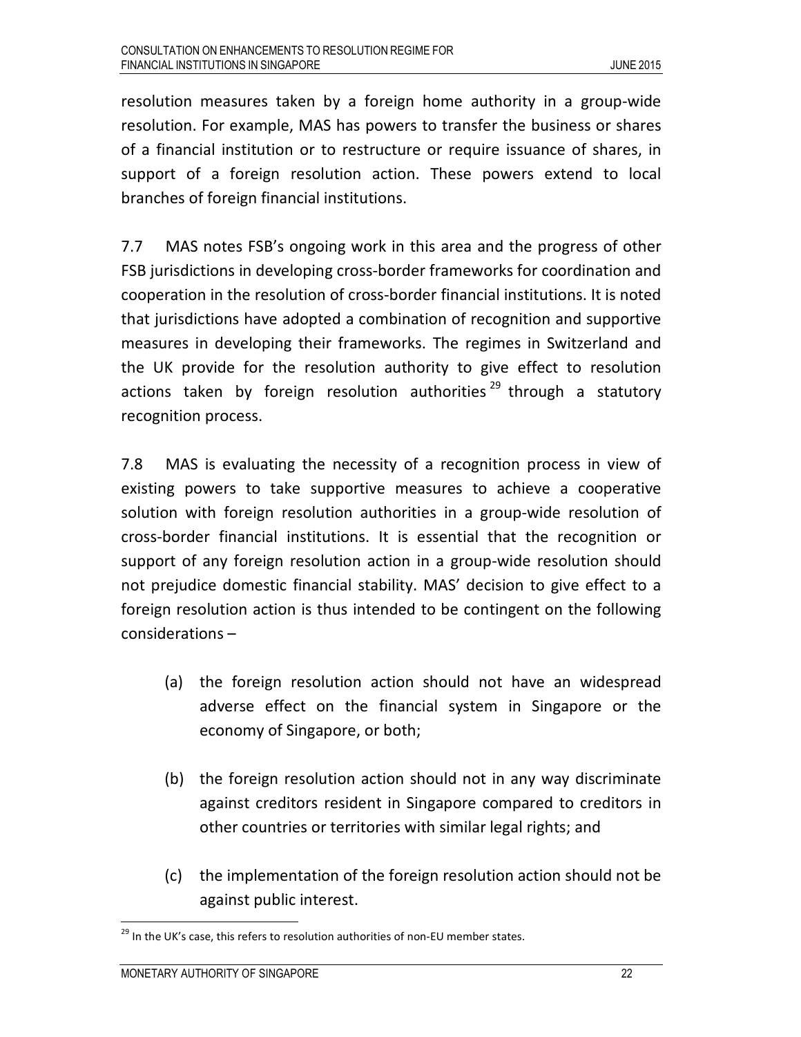resolution measures taken by a foreign home authority in a group-wide resolution. For example, MAS has powers to transfer the business or shares of a financial institution or to restructure or require issuance of shares, in support of a foreign resolution action. These powers extend to local branches of foreign financial institutions.

7.7 MAS notes FSB's ongoing work in this area and the progress of other FSB jurisdictions in developing cross-border frameworks for coordination and cooperation in the resolution of cross-border financial institutions. It is noted that jurisdictions have adopted a combination of recognition and supportive measures in developing their frameworks. The regimes in Switzerland and the UK provide for the resolution authority to give effect to resolution actions taken by foreign resolution authorities[29] through a statutory recognition process.

7.8 MAS is evaluating the necessity of a recognition process in view of existing powers to take supportive measures to achieve a cooperative solution with foreign resolution authorities in a group-wide resolution of cross-border financial institutions. It is essential that the recognition or support of any foreign resolution action in a group-wide resolution should not prejudice domestic financial stability. MAS' decision to give effect to a foreign resolution action is thus intended to be contingent on the following considerations –

(a) the foreign resolution action should not have an widespread adverse effect on the financial system in Singapore or the economy of Singapore, or both;

(b) the foreign resolution action should not in any way discriminate against creditors resident in Singapore compared to creditors in other countries or territories with similar legal rights; and

(c) the implementation of the foreign resolution action should not be against public interest.

---

[29] In the UK's case, this refers to resolution authorities of non-EU member states.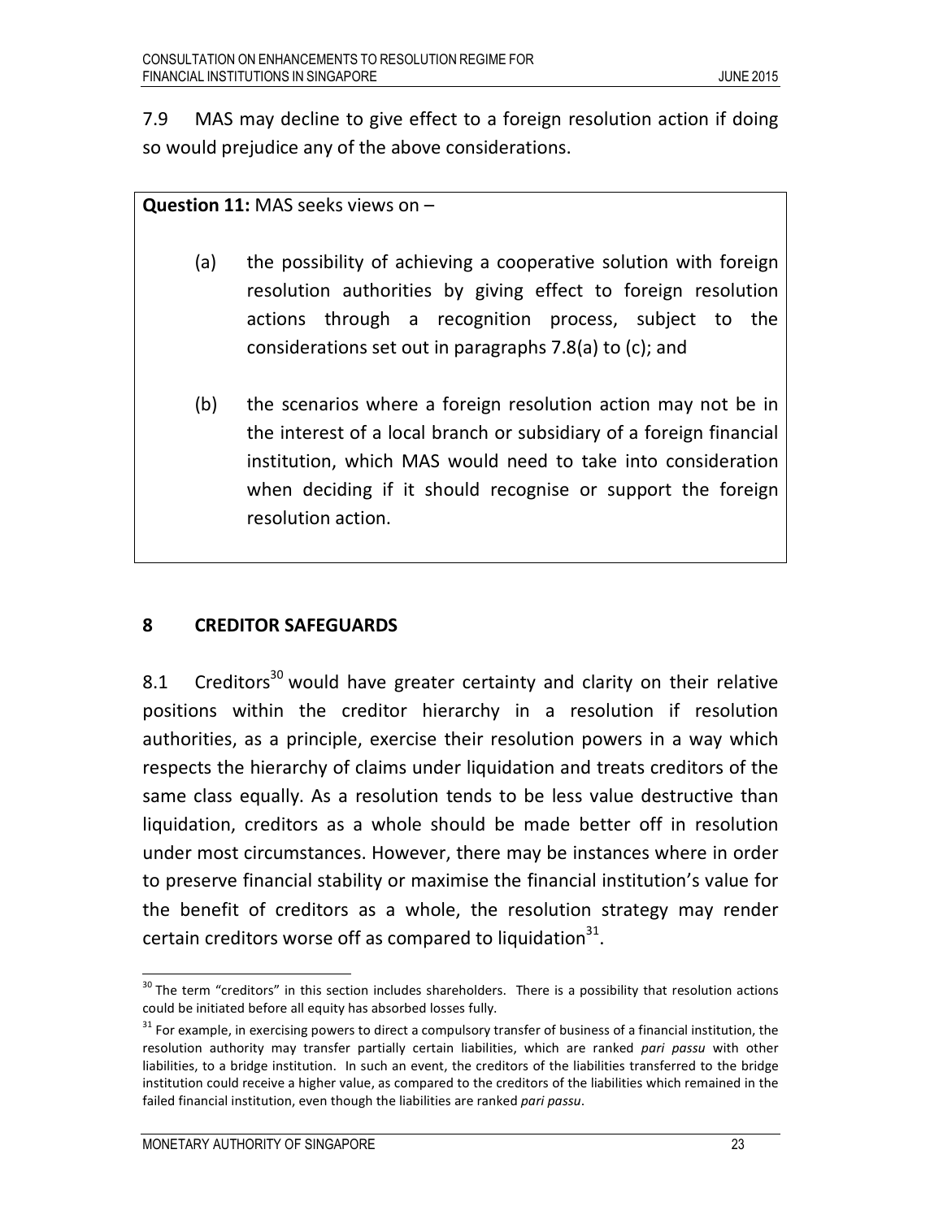7.9 MAS may decline to give effect to a foreign resolution action if doing so would prejudice any of the above considerations.

**Question 11:** MAS seeks views on –

(a) the possibility of achieving a cooperative solution with foreign resolution authorities by giving effect to foreign resolution actions through a recognition process, subject to the considerations set out in paragraphs 7.8(a) to (c); and

(b) the scenarios where a foreign resolution action may not be in the interest of a local branch or subsidiary of a foreign financial institution, which MAS would need to take into consideration when deciding if it should recognise or support the foreign resolution action.

## 8 CREDITOR SAFEGUARDS

8.1 Creditors[30] would have greater certainty and clarity on their relative positions within the creditor hierarchy in a resolution if resolution authorities, as a principle, exercise their resolution powers in a way which respects the hierarchy of claims under liquidation and treats creditors of the same class equally. As a resolution tends to be less value destructive than liquidation, creditors as a whole should be made better off in resolution under most circumstances. However, there may be instances where in order to preserve financial stability or maximise the financial institution's value for the benefit of creditors as a whole, the resolution strategy may render certain creditors worse off as compared to liquidation[31].

[30] The term "creditors" in this section includes shareholders. There is a possibility that resolution actions could be initiated before all equity has absorbed losses fully.

[31] For example, in exercising powers to direct a compulsory transfer of business of a financial institution, the resolution authority may transfer partially certain liabilities, which are ranked *pari passu* with other liabilities, to a bridge institution. In such an event, the creditors of the liabilities transferred to the bridge institution could receive a higher value, as compared to the creditors of the liabilities which remained in the failed financial institution, even though the liabilities are ranked *pari passu*.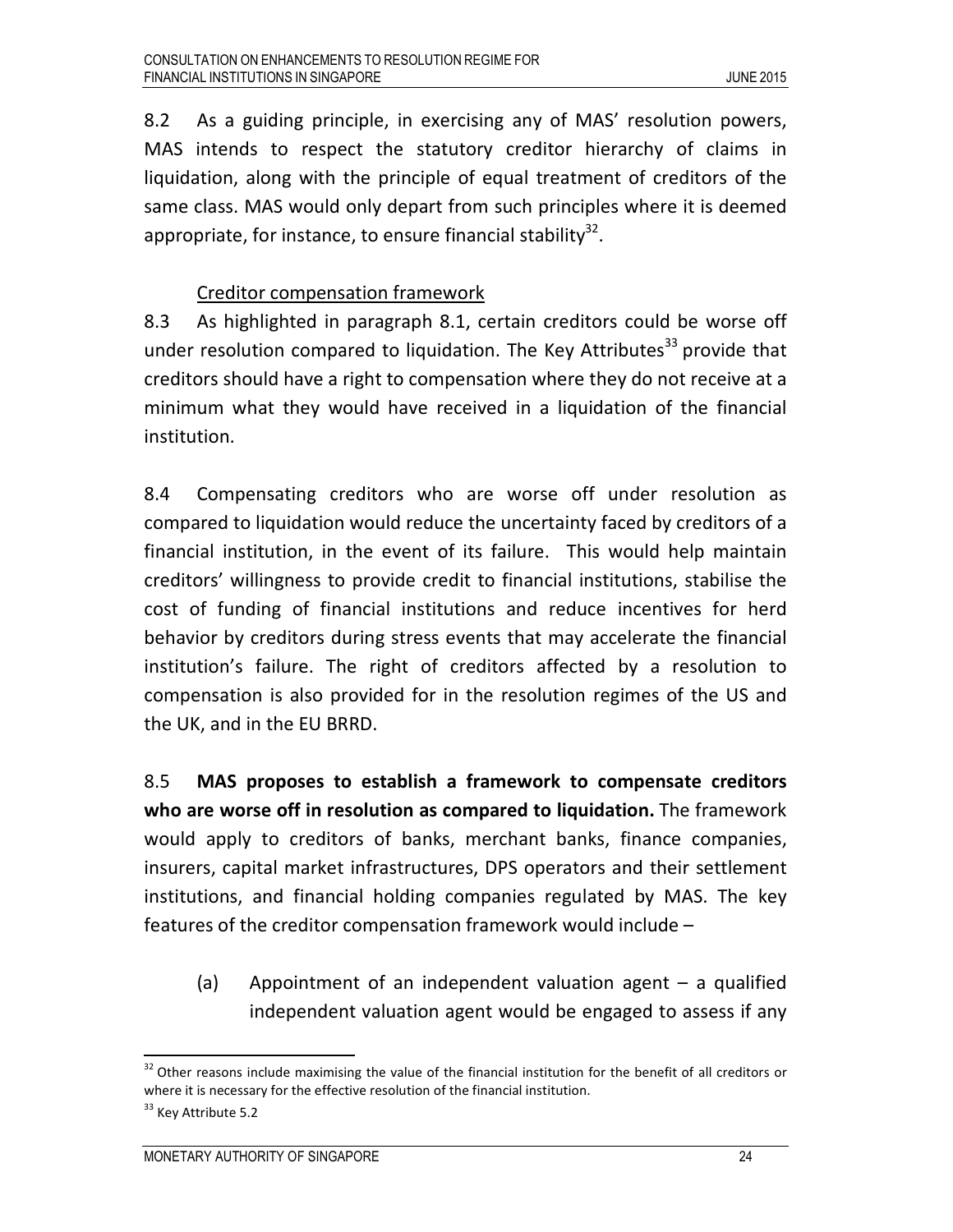8.2 As a guiding principle, in exercising any of MAS' resolution powers, MAS intends to respect the statutory creditor hierarchy of claims in liquidation, along with the principle of equal treatment of creditors of the same class. MAS would only depart from such principles where it is deemed appropriate, for instance, to ensure financial stability[32].

Creditor compensation framework

8.3 As highlighted in paragraph 8.1, certain creditors could be worse off under resolution compared to liquidation. The Key Attributes[33] provide that creditors should have a right to compensation where they do not receive at a minimum what they would have received in a liquidation of the financial institution.

8.4 Compensating creditors who are worse off under resolution as compared to liquidation would reduce the uncertainty faced by creditors of a financial institution, in the event of its failure. This would help maintain creditors' willingness to provide credit to financial institutions, stabilise the cost of funding of financial institutions and reduce incentives for herd behavior by creditors during stress events that may accelerate the financial institution's failure. The right of creditors affected by a resolution to compensation is also provided for in the resolution regimes of the US and the UK, and in the EU BRRD.

8.5 **MAS proposes to establish a framework to compensate creditors who are worse off in resolution as compared to liquidation.** The framework would apply to creditors of banks, merchant banks, finance companies, insurers, capital market infrastructures, DPS operators and their settlement institutions, and financial holding companies regulated by MAS. The key features of the creditor compensation framework would include –

(a) Appointment of an independent valuation agent – a qualified independent valuation agent would be engaged to assess if any

[32] Other reasons include maximising the value of the financial institution for the benefit of all creditors or where it is necessary for the effective resolution of the financial institution.

[33] Key Attribute 5.2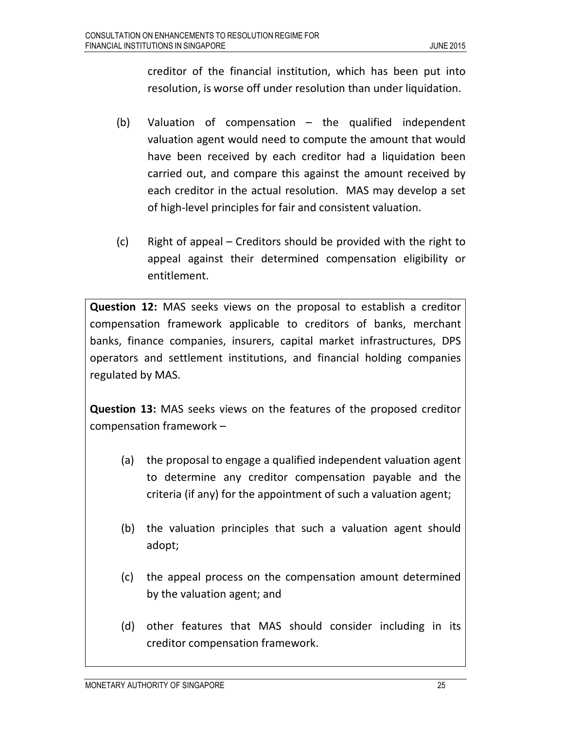creditor of the financial institution, which has been put into resolution, is worse off under resolution than under liquidation.

(b) Valuation of compensation – the qualified independent valuation agent would need to compute the amount that would have been received by each creditor had a liquidation been carried out, and compare this against the amount received by each creditor in the actual resolution. MAS may develop a set of high-level principles for fair and consistent valuation.

(c) Right of appeal – Creditors should be provided with the right to appeal against their determined compensation eligibility or entitlement.

> **Question 12:** MAS seeks views on the proposal to establish a creditor compensation framework applicable to creditors of banks, merchant banks, finance companies, insurers, capital market infrastructures, DPS operators and settlement institutions, and financial holding companies regulated by MAS.
>
> **Question 13:** MAS seeks views on the features of the proposed creditor compensation framework –
>
> (a) the proposal to engage a qualified independent valuation agent to determine any creditor compensation payable and the criteria (if any) for the appointment of such a valuation agent;
>
> (b) the valuation principles that such a valuation agent should adopt;
>
> (c) the appeal process on the compensation amount determined by the valuation agent; and
>
> (d) other features that MAS should consider including in its creditor compensation framework.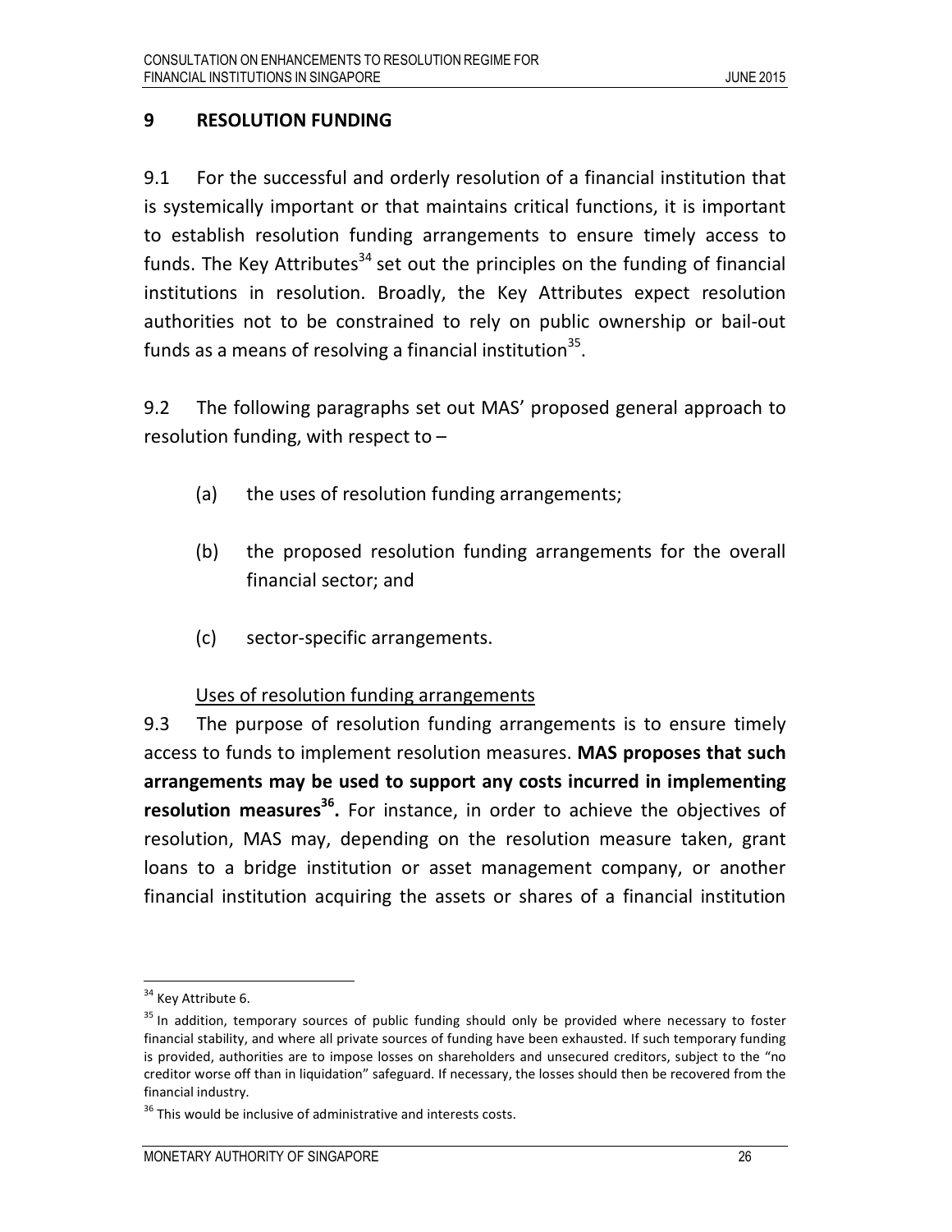## 9 RESOLUTION FUNDING

9.1 For the successful and orderly resolution of a financial institution that is systemically important or that maintains critical functions, it is important to establish resolution funding arrangements to ensure timely access to funds. The Key Attributes[34] set out the principles on the funding of financial institutions in resolution. Broadly, the Key Attributes expect resolution authorities not to be constrained to rely on public ownership or bail-out funds as a means of resolving a financial institution[35].

9.2 The following paragraphs set out MAS' proposed general approach to resolution funding, with respect to –

(a) the uses of resolution funding arrangements;

(b) the proposed resolution funding arrangements for the overall financial sector; and

(c) sector-specific arrangements.

Uses of resolution funding arrangements

9.3 The purpose of resolution funding arrangements is to ensure timely access to funds to implement resolution measures. **MAS proposes that such arrangements may be used to support any costs incurred in implementing resolution measures[36].** For instance, in order to achieve the objectives of resolution, MAS may, depending on the resolution measure taken, grant loans to a bridge institution or asset management company, or another financial institution acquiring the assets or shares of a financial institution

---

[34] Key Attribute 6.

[35] In addition, temporary sources of public funding should only be provided where necessary to foster financial stability, and where all private sources of funding have been exhausted. If such temporary funding is provided, authorities are to impose losses on shareholders and unsecured creditors, subject to the "no creditor worse off than in liquidation" safeguard. If necessary, the losses should then be recovered from the financial industry.

[36] This would be inclusive of administrative and interests costs.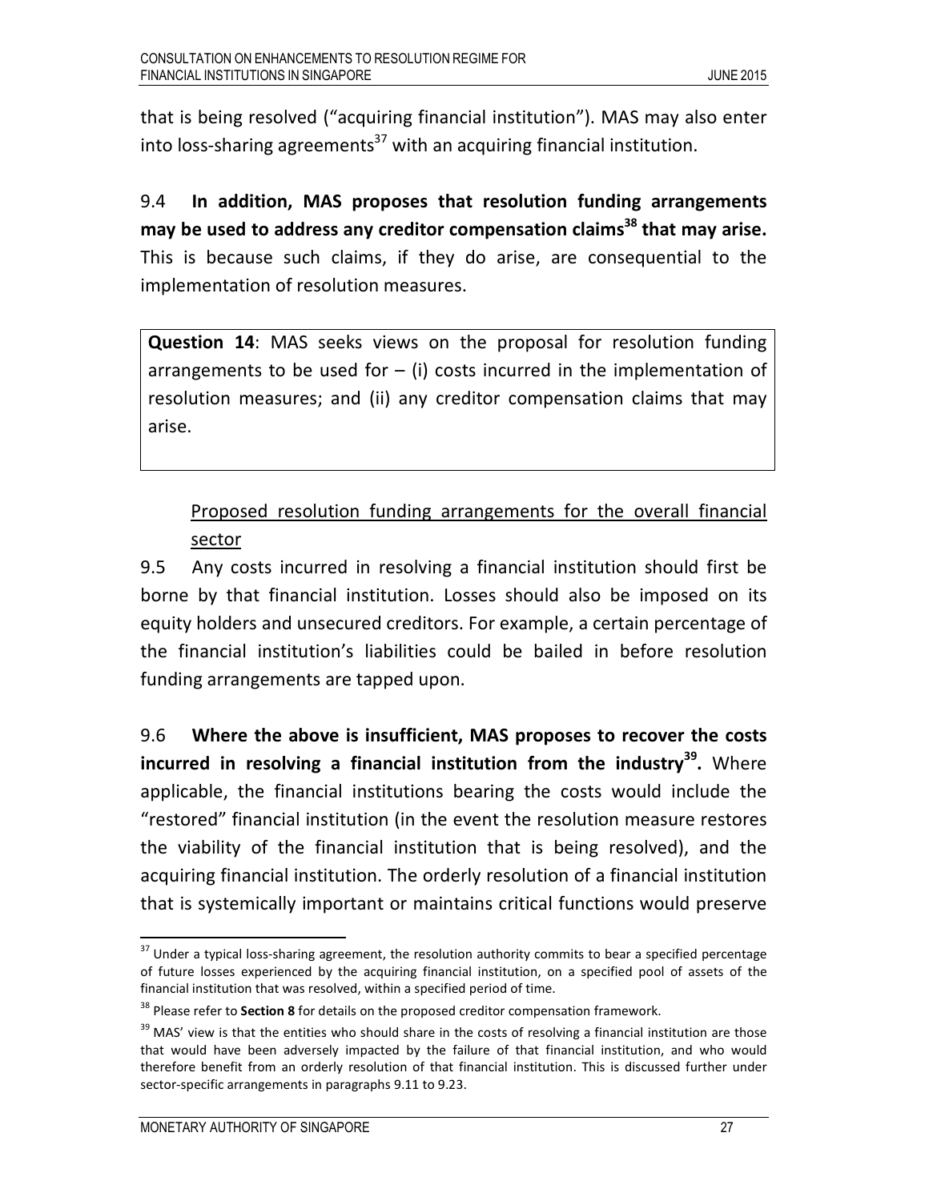that is being resolved ("acquiring financial institution"). MAS may also enter into loss-sharing agreements[37] with an acquiring financial institution.

9.4 **In addition, MAS proposes that resolution funding arrangements may be used to address any creditor compensation claims[38] that may arise.** This is because such claims, if they do arise, are consequential to the implementation of resolution measures.

> **Question 14**: MAS seeks views on the proposal for resolution funding arrangements to be used for – (i) costs incurred in the implementation of resolution measures; and (ii) any creditor compensation claims that may arise.

<u>Proposed resolution funding arrangements for the overall financial sector</u>

9.5 Any costs incurred in resolving a financial institution should first be borne by that financial institution. Losses should also be imposed on its equity holders and unsecured creditors. For example, a certain percentage of the financial institution's liabilities could be bailed in before resolution funding arrangements are tapped upon.

9.6 **Where the above is insufficient, MAS proposes to recover the costs incurred in resolving a financial institution from the industry[39].** Where applicable, the financial institutions bearing the costs would include the "restored" financial institution (in the event the resolution measure restores the viability of the financial institution that is being resolved), and the acquiring financial institution. The orderly resolution of a financial institution that is systemically important or maintains critical functions would preserve

---

[37] Under a typical loss-sharing agreement, the resolution authority commits to bear a specified percentage of future losses experienced by the acquiring financial institution, on a specified pool of assets of the financial institution that was resolved, within a specified period of time.

[38] Please refer to **Section 8** for details on the proposed creditor compensation framework.

[39] MAS' view is that the entities who should share in the costs of resolving a financial institution are those that would have been adversely impacted by the failure of that financial institution, and who would therefore benefit from an orderly resolution of that financial institution. This is discussed further under sector-specific arrangements in paragraphs 9.11 to 9.23.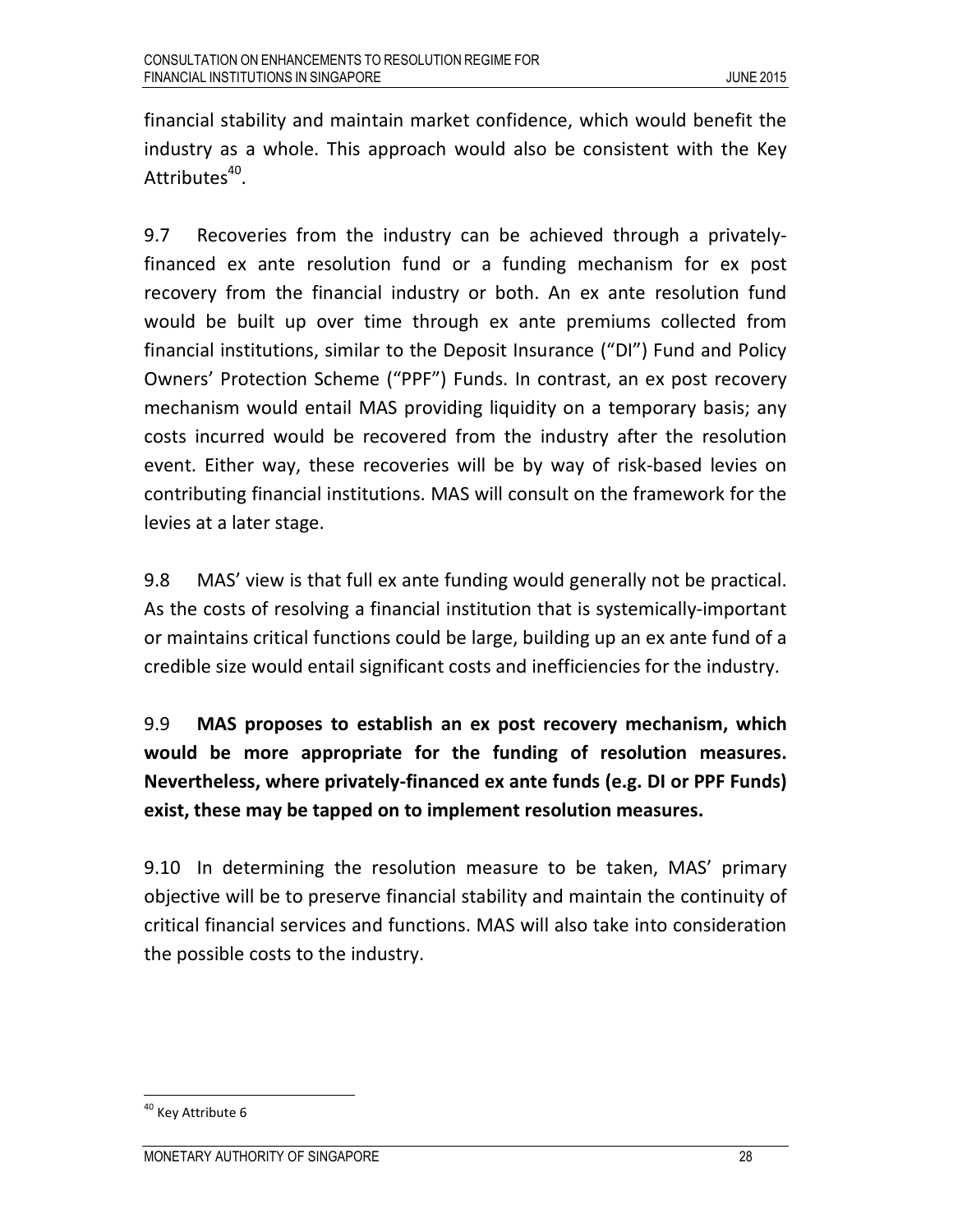financial stability and maintain market confidence, which would benefit the industry as a whole. This approach would also be consistent with the Key Attributes[40].

9.7 Recoveries from the industry can be achieved through a privately-financed ex ante resolution fund or a funding mechanism for ex post recovery from the financial industry or both. An ex ante resolution fund would be built up over time through ex ante premiums collected from financial institutions, similar to the Deposit Insurance ("DI") Fund and Policy Owners' Protection Scheme ("PPF") Funds. In contrast, an ex post recovery mechanism would entail MAS providing liquidity on a temporary basis; any costs incurred would be recovered from the industry after the resolution event. Either way, these recoveries will be by way of risk-based levies on contributing financial institutions. MAS will consult on the framework for the levies at a later stage.

9.8 MAS' view is that full ex ante funding would generally not be practical. As the costs of resolving a financial institution that is systemically-important or maintains critical functions could be large, building up an ex ante fund of a credible size would entail significant costs and inefficiencies for the industry.

9.9 **MAS proposes to establish an ex post recovery mechanism, which would be more appropriate for the funding of resolution measures. Nevertheless, where privately-financed ex ante funds (e.g. DI or PPF Funds) exist, these may be tapped on to implement resolution measures.**

9.10 In determining the resolution measure to be taken, MAS' primary objective will be to preserve financial stability and maintain the continuity of critical financial services and functions. MAS will also take into consideration the possible costs to the industry.

[40] Key Attribute 6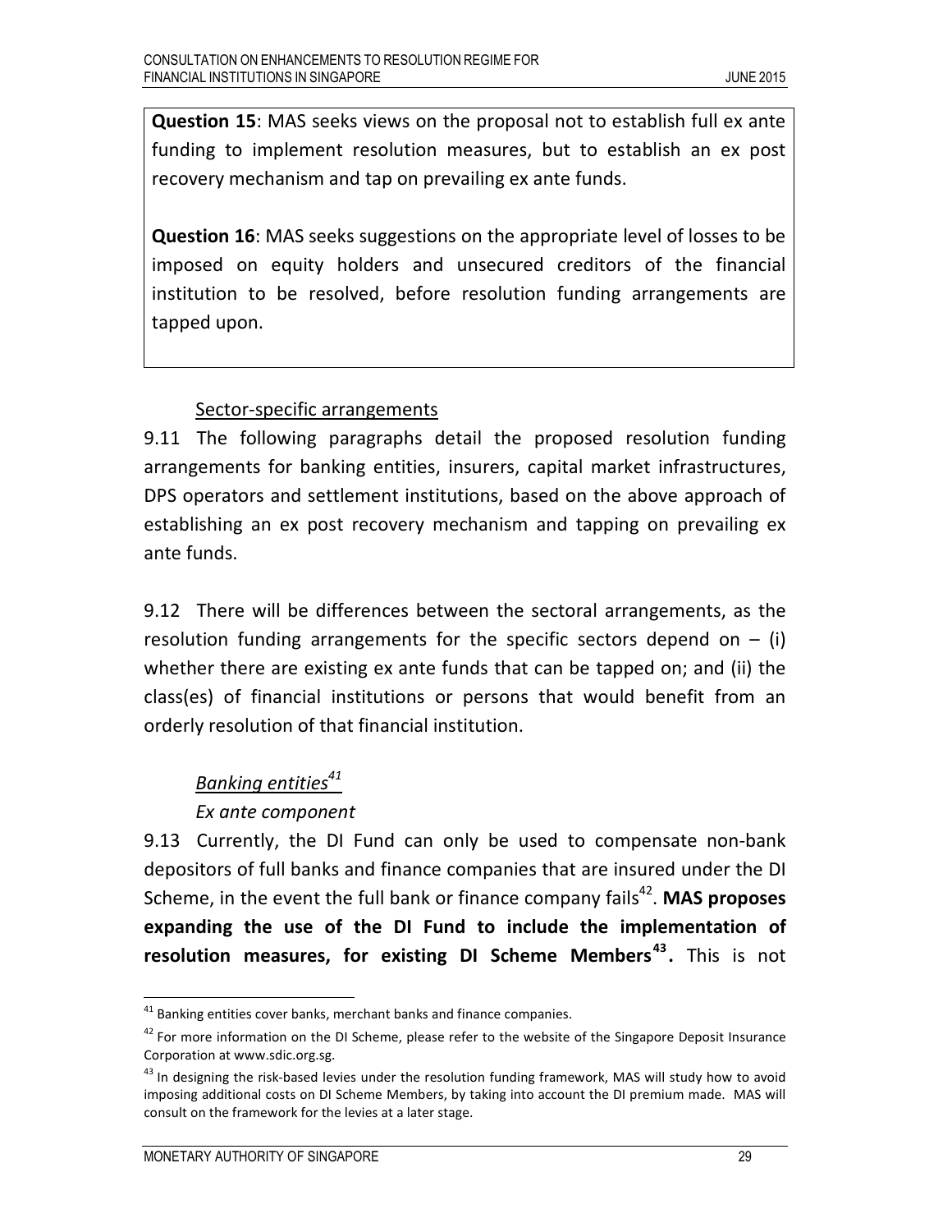**Question 15**: MAS seeks views on the proposal not to establish full ex ante funding to implement resolution measures, but to establish an ex post recovery mechanism and tap on prevailing ex ante funds.

**Question 16**: MAS seeks suggestions on the appropriate level of losses to be imposed on equity holders and unsecured creditors of the financial institution to be resolved, before resolution funding arrangements are tapped upon.

Sector-specific arrangements

9.11 The following paragraphs detail the proposed resolution funding arrangements for banking entities, insurers, capital market infrastructures, DPS operators and settlement institutions, based on the above approach of establishing an ex post recovery mechanism and tapping on prevailing ex ante funds.

9.12 There will be differences between the sectoral arrangements, as the resolution funding arrangements for the specific sectors depend on – (i) whether there are existing ex ante funds that can be tapped on; and (ii) the class(es) of financial institutions or persons that would benefit from an orderly resolution of that financial institution.

*Banking entities*[41]

*Ex ante component*

9.13 Currently, the DI Fund can only be used to compensate non-bank depositors of full banks and finance companies that are insured under the DI Scheme, in the event the full bank or finance company fails[42]. **MAS proposes expanding the use of the DI Fund to include the implementation of resolution measures, for existing DI Scheme Members[43].** This is not

[41] Banking entities cover banks, merchant banks and finance companies.

[42] For more information on the DI Scheme, please refer to the website of the Singapore Deposit Insurance Corporation at www.sdic.org.sg.

[43] In designing the risk-based levies under the resolution funding framework, MAS will study how to avoid imposing additional costs on DI Scheme Members, by taking into account the DI premium made. MAS will consult on the framework for the levies at a later stage.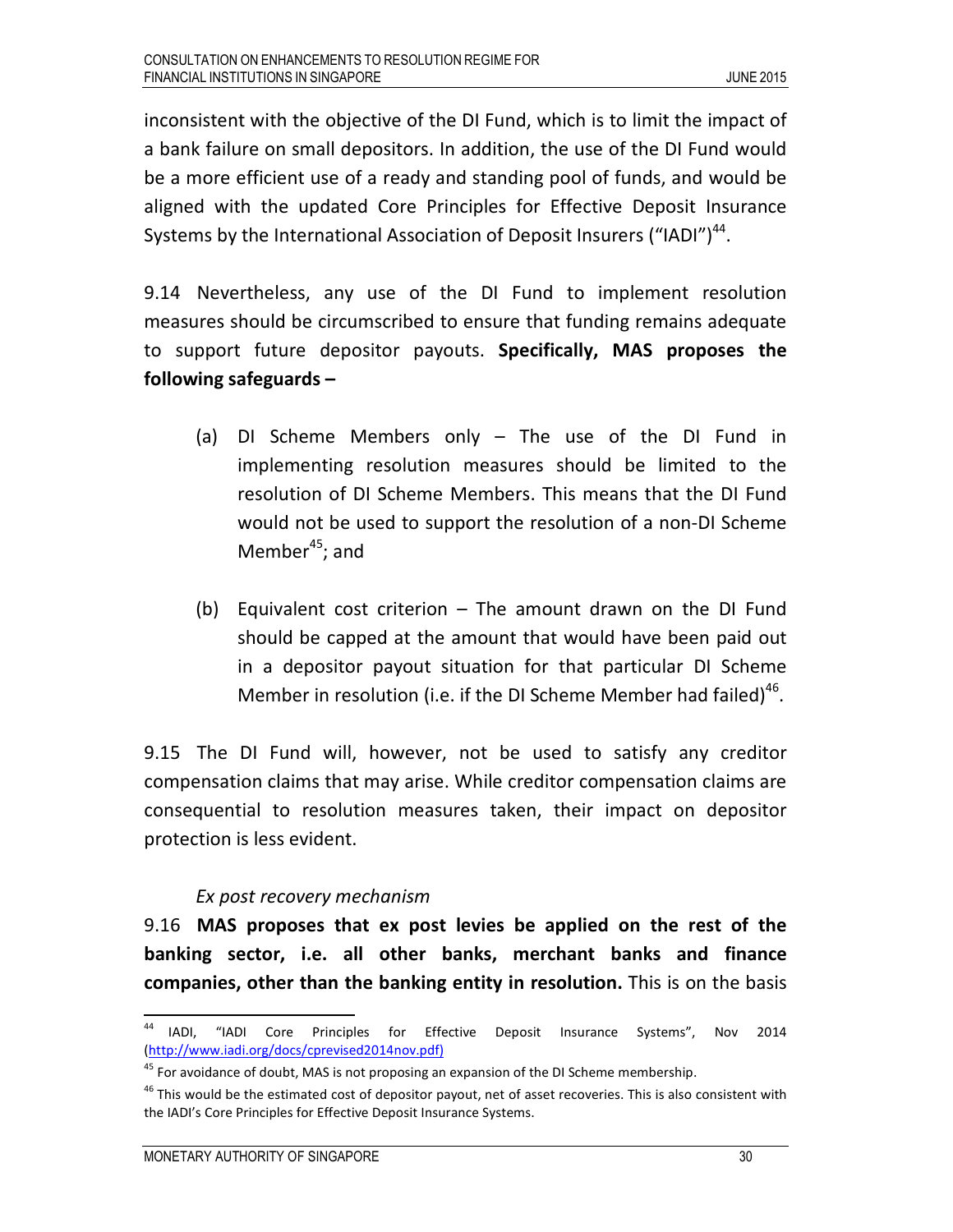inconsistent with the objective of the DI Fund, which is to limit the impact of a bank failure on small depositors. In addition, the use of the DI Fund would be a more efficient use of a ready and standing pool of funds, and would be aligned with the updated Core Principles for Effective Deposit Insurance Systems by the International Association of Deposit Insurers ("IADI")[44].

9.14 Nevertheless, any use of the DI Fund to implement resolution measures should be circumscribed to ensure that funding remains adequate to support future depositor payouts. **Specifically, MAS proposes the following safeguards –**

(a) DI Scheme Members only – The use of the DI Fund in implementing resolution measures should be limited to the resolution of DI Scheme Members. This means that the DI Fund would not be used to support the resolution of a non-DI Scheme Member[45]; and

(b) Equivalent cost criterion – The amount drawn on the DI Fund should be capped at the amount that would have been paid out in a depositor payout situation for that particular DI Scheme Member in resolution (i.e. if the DI Scheme Member had failed)[46].

9.15 The DI Fund will, however, not be used to satisfy any creditor compensation claims that may arise. While creditor compensation claims are consequential to resolution measures taken, their impact on depositor protection is less evident.

*Ex post recovery mechanism*

9.16 **MAS proposes that ex post levies be applied on the rest of the banking sector, i.e. all other banks, merchant banks and finance companies, other than the banking entity in resolution.** This is on the basis

---

[44] IADI, "IADI Core Principles for Effective Deposit Insurance Systems", Nov 2014 (http://www.iadi.org/docs/cprevised2014nov.pdf)

[45] For avoidance of doubt, MAS is not proposing an expansion of the DI Scheme membership.

[46] This would be the estimated cost of depositor payout, net of asset recoveries. This is also consistent with the IADI's Core Principles for Effective Deposit Insurance Systems.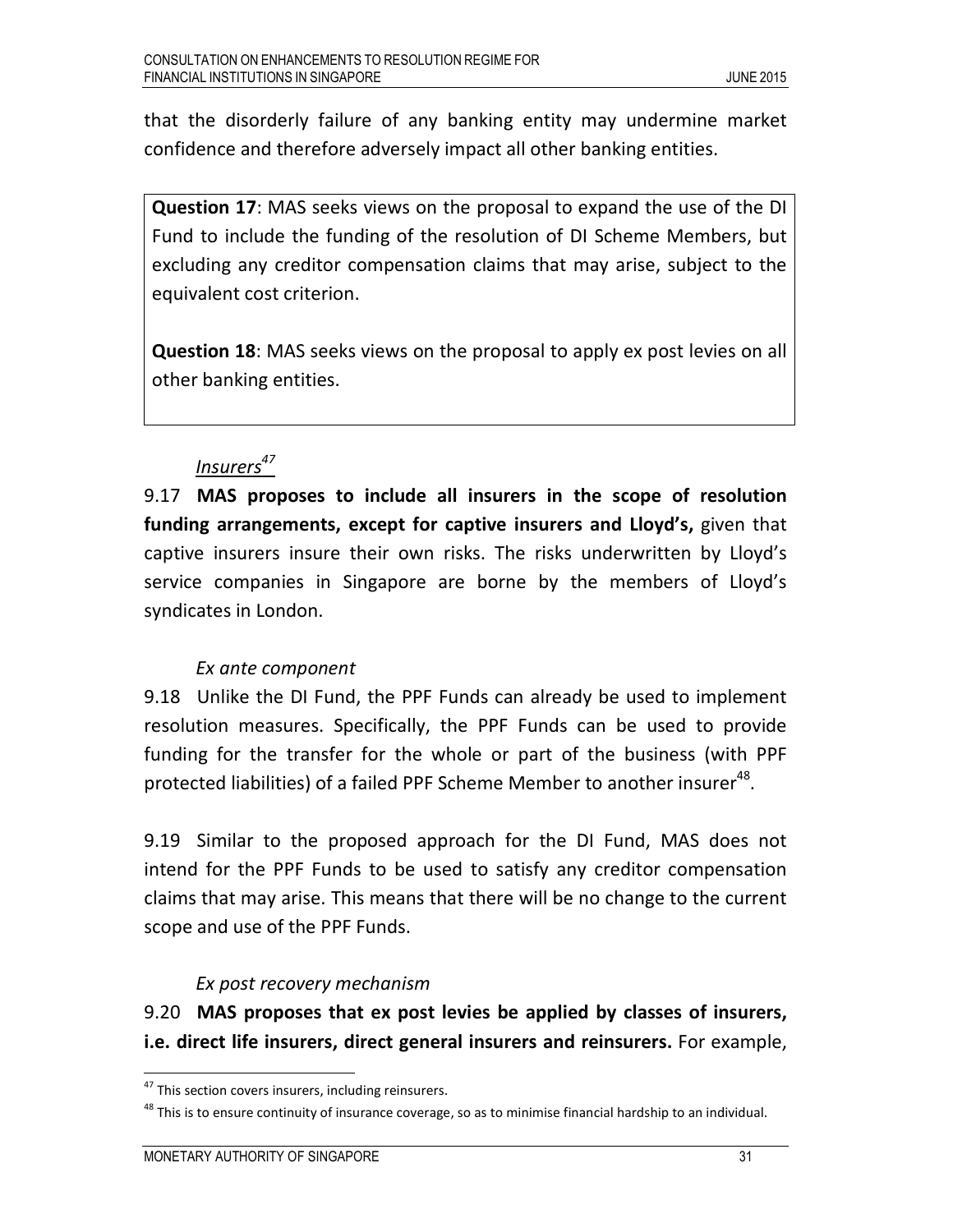that the disorderly failure of any banking entity may undermine market confidence and therefore adversely impact all other banking entities.

> **Question 17**: MAS seeks views on the proposal to expand the use of the DI Fund to include the funding of the resolution of DI Scheme Members, but excluding any creditor compensation claims that may arise, subject to the equivalent cost criterion.
>
> **Question 18**: MAS seeks views on the proposal to apply ex post levies on all other banking entities.

*Insurers*[47]

9.17 **MAS proposes to include all insurers in the scope of resolution funding arrangements, except for captive insurers and Lloyd's,** given that captive insurers insure their own risks. The risks underwritten by Lloyd's service companies in Singapore are borne by the members of Lloyd's syndicates in London.

*Ex ante component*

9.18 Unlike the DI Fund, the PPF Funds can already be used to implement resolution measures. Specifically, the PPF Funds can be used to provide funding for the transfer for the whole or part of the business (with PPF protected liabilities) of a failed PPF Scheme Member to another insurer[48].

9.19 Similar to the proposed approach for the DI Fund, MAS does not intend for the PPF Funds to be used to satisfy any creditor compensation claims that may arise. This means that there will be no change to the current scope and use of the PPF Funds.

*Ex post recovery mechanism*

9.20 **MAS proposes that ex post levies be applied by classes of insurers, i.e. direct life insurers, direct general insurers and reinsurers.** For example,

---

[47] This section covers insurers, including reinsurers.

[48] This is to ensure continuity of insurance coverage, so as to minimise financial hardship to an individual.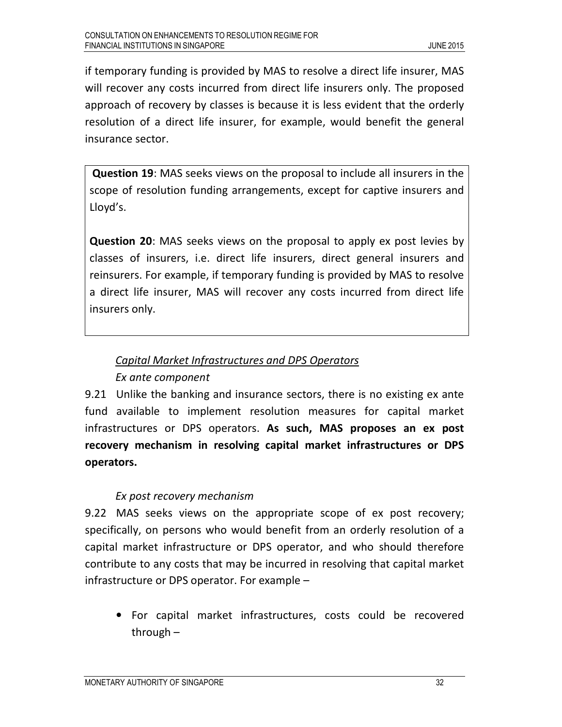if temporary funding is provided by MAS to resolve a direct life insurer, MAS will recover any costs incurred from direct life insurers only. The proposed approach of recovery by classes is because it is less evident that the orderly resolution of a direct life insurer, for example, would benefit the general insurance sector.

> **Question 19**: MAS seeks views on the proposal to include all insurers in the scope of resolution funding arrangements, except for captive insurers and Lloyd's.
>
> **Question 20**: MAS seeks views on the proposal to apply ex post levies by classes of insurers, i.e. direct life insurers, direct general insurers and reinsurers. For example, if temporary funding is provided by MAS to resolve a direct life insurer, MAS will recover any costs incurred from direct life insurers only.

*<u>Capital Market Infrastructures and DPS Operators</u>*

*Ex ante component*

9.21 Unlike the banking and insurance sectors, there is no existing ex ante fund available to implement resolution measures for capital market infrastructures or DPS operators. **As such, MAS proposes an ex post recovery mechanism in resolving capital market infrastructures or DPS operators.**

*Ex post recovery mechanism*

9.22 MAS seeks views on the appropriate scope of ex post recovery; specifically, on persons who would benefit from an orderly resolution of a capital market infrastructure or DPS operator, and who should therefore contribute to any costs that may be incurred in resolving that capital market infrastructure or DPS operator. For example –

- For capital market infrastructures, costs could be recovered through –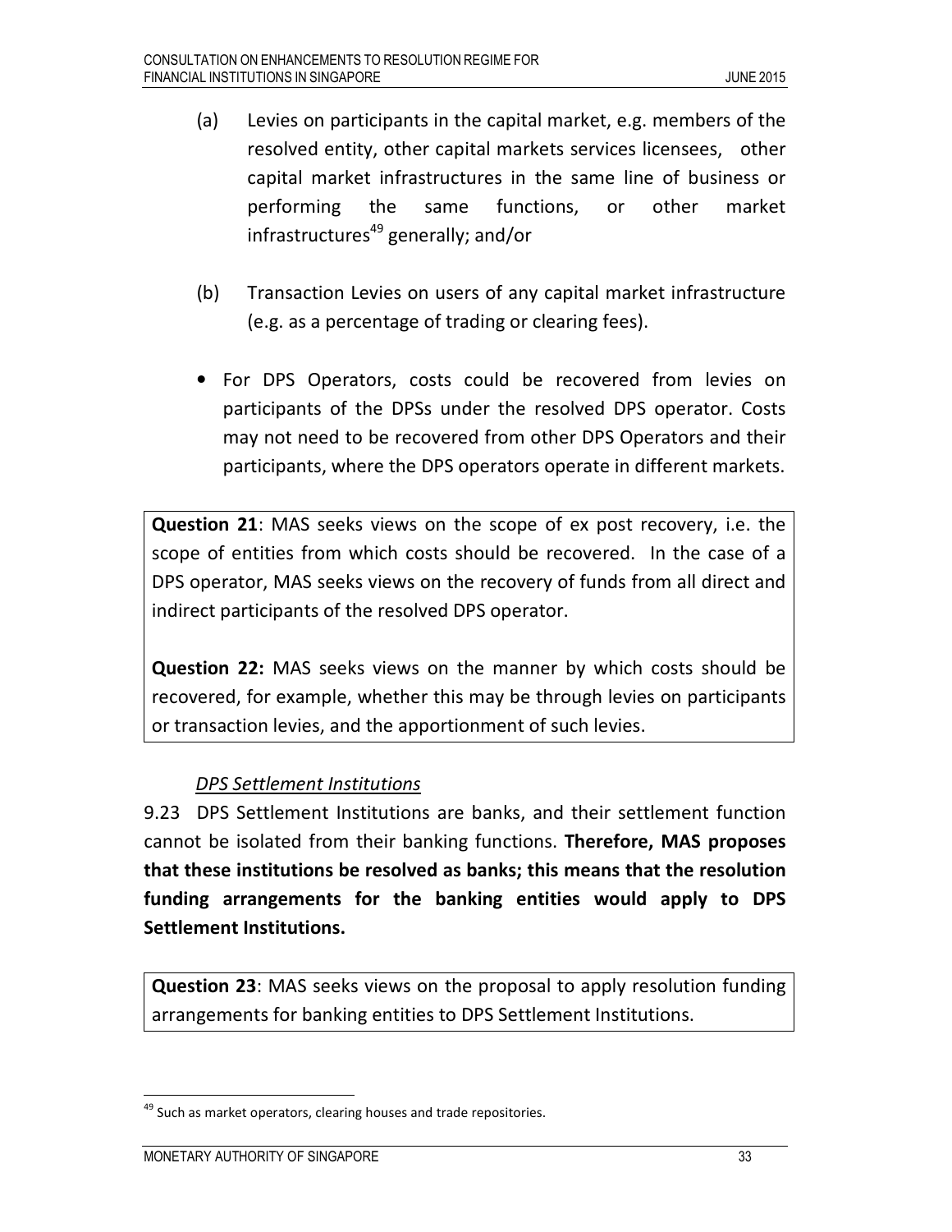(a) Levies on participants in the capital market, e.g. members of the resolved entity, other capital markets services licensees, other capital market infrastructures in the same line of business or performing the same functions, or other market infrastructures[49] generally; and/or

(b) Transaction Levies on users of any capital market infrastructure (e.g. as a percentage of trading or clearing fees).

- For DPS Operators, costs could be recovered from levies on participants of the DPSs under the resolved DPS operator. Costs may not need to be recovered from other DPS Operators and their participants, where the DPS operators operate in different markets.

**Question 21**: MAS seeks views on the scope of ex post recovery, i.e. the scope of entities from which costs should be recovered. In the case of a DPS operator, MAS seeks views on the recovery of funds from all direct and indirect participants of the resolved DPS operator.

**Question 22:** MAS seeks views on the manner by which costs should be recovered, for example, whether this may be through levies on participants or transaction levies, and the apportionment of such levies.

*DPS Settlement Institutions*

9.23 DPS Settlement Institutions are banks, and their settlement function cannot be isolated from their banking functions. **Therefore, MAS proposes that these institutions be resolved as banks; this means that the resolution funding arrangements for the banking entities would apply to DPS Settlement Institutions.**

**Question 23**: MAS seeks views on the proposal to apply resolution funding arrangements for banking entities to DPS Settlement Institutions.

[49] Such as market operators, clearing houses and trade repositories.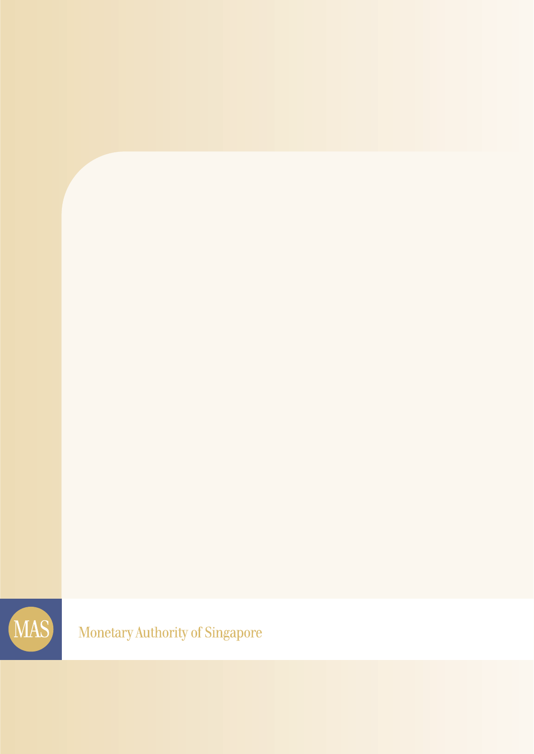MAS

Monetary Authority of Singapore